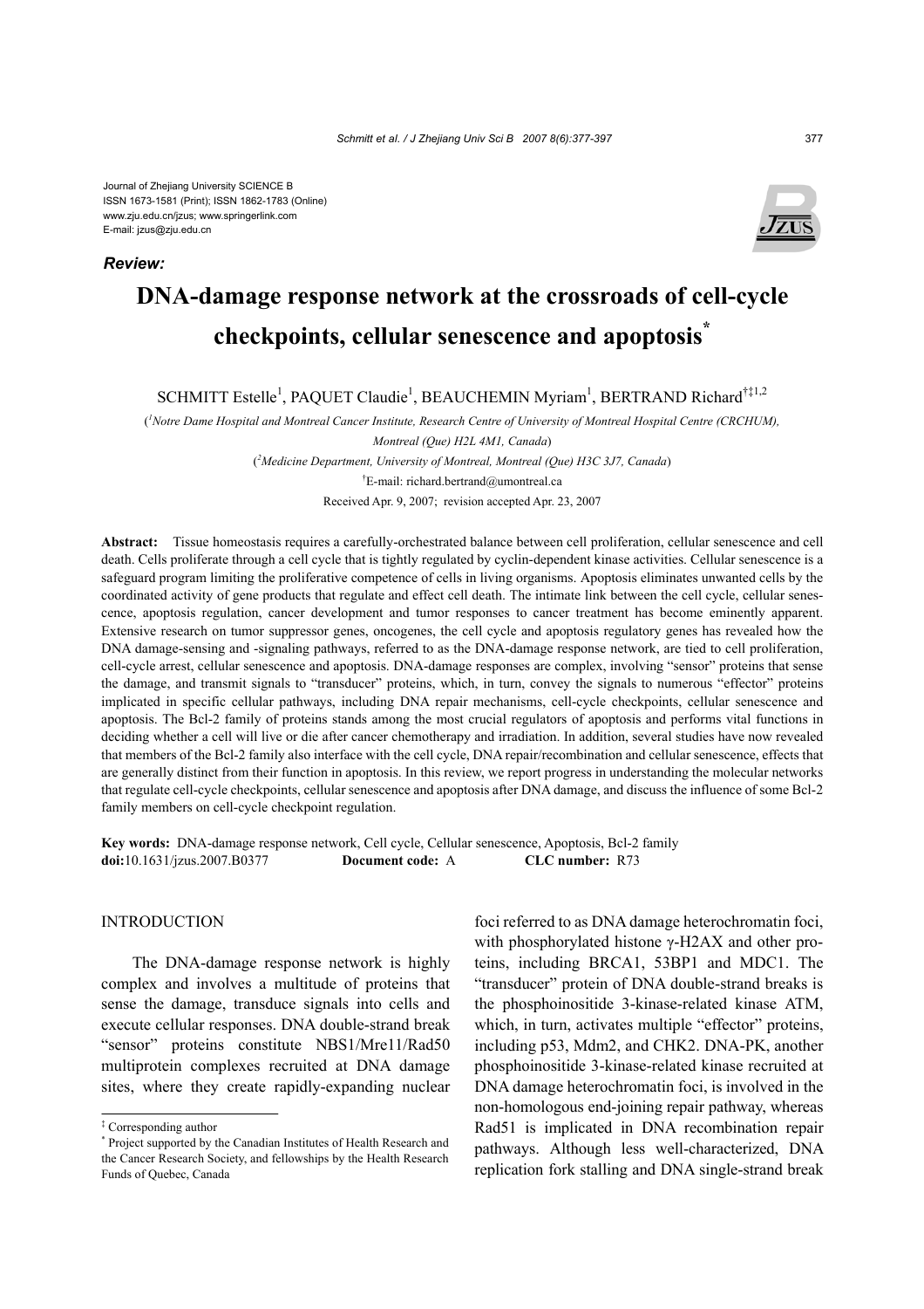Journal of Zhejiang University SCIENCE B
ISSN 1673-1581 (Print); ISSN 1862-1783 (Online)
www.zju.edu.cn/jzus; www.springerlink.com
E-mail: jzus@zju.edu.cn

***Review:***

# DNA-damage response network at the crossroads of cell-cycle checkpoints, cellular senescence and apoptosis*

SCHMITT Estelle[1], PAQUET Claudie[1], BEAUCHEMIN Myriam[1], BERTRAND Richard[†‡1,2]

([1]*Notre Dame Hospital and Montreal Cancer Institute, Research Centre of University of Montreal Hospital Centre (CRCHUM), Montreal (Que) H2L 4M1, Canada*)

([2]*Medicine Department, University of Montreal, Montreal (Que) H3C 3J7, Canada*)

[†]E-mail: richard.bertrand@umontreal.ca

Received Apr. 9, 2007; revision accepted Apr. 23, 2007

**Abstract:** Tissue homeostasis requires a carefully-orchestrated balance between cell proliferation, cellular senescence and cell death. Cells proliferate through a cell cycle that is tightly regulated by cyclin-dependent kinase activities. Cellular senescence is a safeguard program limiting the proliferative competence of cells in living organisms. Apoptosis eliminates unwanted cells by the coordinated activity of gene products that regulate and effect cell death. The intimate link between the cell cycle, cellular senescence, apoptosis regulation, cancer development and tumor responses to cancer treatment has become eminently apparent. Extensive research on tumor suppressor genes, oncogenes, the cell cycle and apoptosis regulatory genes has revealed how the DNA damage-sensing and -signaling pathways, referred to as the DNA-damage response network, are tied to cell proliferation, cell-cycle arrest, cellular senescence and apoptosis. DNA-damage responses are complex, involving "sensor" proteins that sense the damage, and transmit signals to "transducer" proteins, which, in turn, convey the signals to numerous "effector" proteins implicated in specific cellular pathways, including DNA repair mechanisms, cell-cycle checkpoints, cellular senescence and apoptosis. The Bcl-2 family of proteins stands among the most crucial regulators of apoptosis and performs vital functions in deciding whether a cell will live or die after cancer chemotherapy and irradiation. In addition, several studies have now revealed that members of the Bcl-2 family also interface with the cell cycle, DNA repair/recombination and cellular senescence, effects that are generally distinct from their function in apoptosis. In this review, we report progress in understanding the molecular networks that regulate cell-cycle checkpoints, cellular senescence and apoptosis after DNA damage, and discuss the influence of some Bcl-2 family members on cell-cycle checkpoint regulation.

**Key words:** DNA-damage response network, Cell cycle, Cellular senescence, Apoptosis, Bcl-2 family
**doi:**10.1631/jzus.2007.B0377 **Document code:** A **CLC number:** R73

## INTRODUCTION

The DNA-damage response network is highly complex and involves a multitude of proteins that sense the damage, transduce signals into cells and execute cellular responses. DNA double-strand break "sensor" proteins constitute NBS1/Mre11/Rad50 multiprotein complexes recruited at DNA damage sites, where they create rapidly-expanding nuclear foci referred to as DNA damage heterochromatin foci, with phosphorylated histone γ-H2AX and other proteins, including BRCA1, 53BP1 and MDC1. The "transducer" protein of DNA double-strand breaks is the phosphoinositide 3-kinase-related kinase ATM, which, in turn, activates multiple "effector" proteins, including p53, Mdm2, and CHK2. DNA-PK, another phosphoinositide 3-kinase-related kinase recruited at DNA damage heterochromatin foci, is involved in the non-homologous end-joining repair pathway, whereas Rad51 is implicated in DNA recombination repair pathways. Although less well-characterized, DNA replication fork stalling and DNA single-strand break

---

[‡] Corresponding author

[*] Project supported by the Canadian Institutes of Health Research and the Cancer Research Society, and fellowships by the Health Research Funds of Quebec, Canada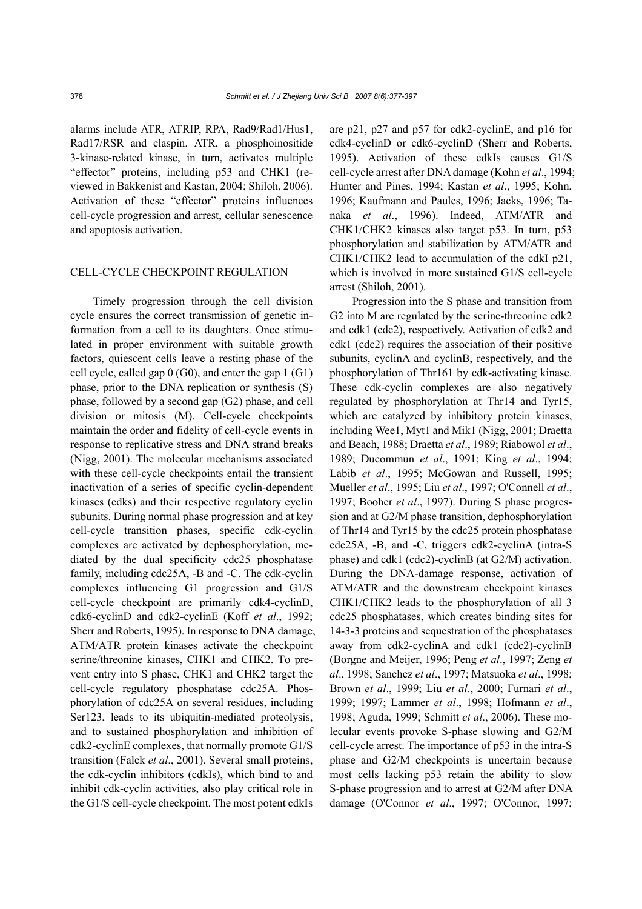alarms include ATR, ATRIP, RPA, Rad9/Rad1/Hus1, Rad17/RSR and claspin. ATR, a phosphoinositide 3-kinase-related kinase, in turn, activates multiple "effector" proteins, including p53 and CHK1 (reviewed in Bakkenist and Kastan, 2004; Shiloh, 2006). Activation of these "effector" proteins influences cell-cycle progression and arrest, cellular senescence and apoptosis activation.

## CELL-CYCLE CHECKPOINT REGULATION

Timely progression through the cell division cycle ensures the correct transmission of genetic information from a cell to its daughters. Once stimulated in proper environment with suitable growth factors, quiescent cells leave a resting phase of the cell cycle, called gap 0 (G0), and enter the gap 1 (G1) phase, prior to the DNA replication or synthesis (S) phase, followed by a second gap (G2) phase, and cell division or mitosis (M). Cell-cycle checkpoints maintain the order and fidelity of cell-cycle events in response to replicative stress and DNA strand breaks (Nigg, 2001). The molecular mechanisms associated with these cell-cycle checkpoints entail the transient inactivation of a series of specific cyclin-dependent kinases (cdks) and their respective regulatory cyclin subunits. During normal phase progression and at key cell-cycle transition phases, specific cdk-cyclin complexes are activated by dephosphorylation, mediated by the dual specificity cdc25 phosphatase family, including cdc25A, -B and -C. The cdk-cyclin complexes influencing G1 progression and G1/S cell-cycle checkpoint are primarily cdk4-cyclinD, cdk6-cyclinD and cdk2-cyclinE (Koff *et al*., 1992; Sherr and Roberts, 1995). In response to DNA damage, ATM/ATR protein kinases activate the checkpoint serine/threonine kinases, CHK1 and CHK2. To prevent entry into S phase, CHK1 and CHK2 target the cell-cycle regulatory phosphatase cdc25A. Phosphorylation of cdc25A on several residues, including Ser123, leads to its ubiquitin-mediated proteolysis, and to sustained phosphorylation and inhibition of cdk2-cyclinE complexes, that normally promote G1/S transition (Falck *et al*., 2001). Several small proteins, the cdk-cyclin inhibitors (cdkIs), which bind to and inhibit cdk-cyclin activities, also play critical role in the G1/S cell-cycle checkpoint. The most potent cdkIs are p21, p27 and p57 for cdk2-cyclinE, and p16 for cdk4-cyclinD or cdk6-cyclinD (Sherr and Roberts, 1995). Activation of these cdkIs causes G1/S cell-cycle arrest after DNA damage (Kohn *et al*., 1994; Hunter and Pines, 1994; Kastan *et al*., 1995; Kohn, 1996; Kaufmann and Paules, 1996; Jacks, 1996; Tanaka *et al*., 1996). Indeed, ATM/ATR and CHK1/CHK2 kinases also target p53. In turn, p53 phosphorylation and stabilization by ATM/ATR and CHK1/CHK2 lead to accumulation of the cdkI p21, which is involved in more sustained G1/S cell-cycle arrest (Shiloh, 2001).

Progression into the S phase and transition from G2 into M are regulated by the serine-threonine cdk2 and cdk1 (cdc2), respectively. Activation of cdk2 and cdk1 (cdc2) requires the association of their positive subunits, cyclinA and cyclinB, respectively, and the phosphorylation of Thr161 by cdk-activating kinase. These cdk-cyclin complexes are also negatively regulated by phosphorylation at Thr14 and Tyr15, which are catalyzed by inhibitory protein kinases, including Wee1, Myt1 and Mik1 (Nigg, 2001; Draetta and Beach, 1988; Draetta *et al*., 1989; Riabowol *et al*., 1989; Ducommun *et al*., 1991; King *et al*., 1994; Labib *et al*., 1995; McGowan and Russell, 1995; Mueller *et al*., 1995; Liu *et al*., 1997; O'Connell *et al*., 1997; Booher *et al*., 1997). During S phase progression and at G2/M phase transition, dephosphorylation of Thr14 and Tyr15 by the cdc25 protein phosphatase cdc25A, -B, and -C, triggers cdk2-cyclinA (intra-S phase) and cdk1 (cdc2)-cyclinB (at G2/M) activation. During the DNA-damage response, activation of ATM/ATR and the downstream checkpoint kinases CHK1/CHK2 leads to the phosphorylation of all 3 cdc25 phosphatases, which creates binding sites for 14-3-3 proteins and sequestration of the phosphatases away from cdk2-cyclinA and cdk1 (cdc2)-cyclinB (Borgne and Meijer, 1996; Peng *et al*., 1997; Zeng *et al*., 1998; Sanchez *et al*., 1997; Matsuoka *et al*., 1998; Brown *et al*., 1999; Liu *et al*., 2000; Furnari *et al*., 1999; 1997; Lammer *et al*., 1998; Hofmann *et al*., 1998; Aguda, 1999; Schmitt *et al*., 2006). These molecular events provoke S-phase slowing and G2/M cell-cycle arrest. The importance of p53 in the intra-S phase and G2/M checkpoints is uncertain because most cells lacking p53 retain the ability to slow S-phase progression and to arrest at G2/M after DNA damage (O'Connor *et al*., 1997; O'Connor, 1997;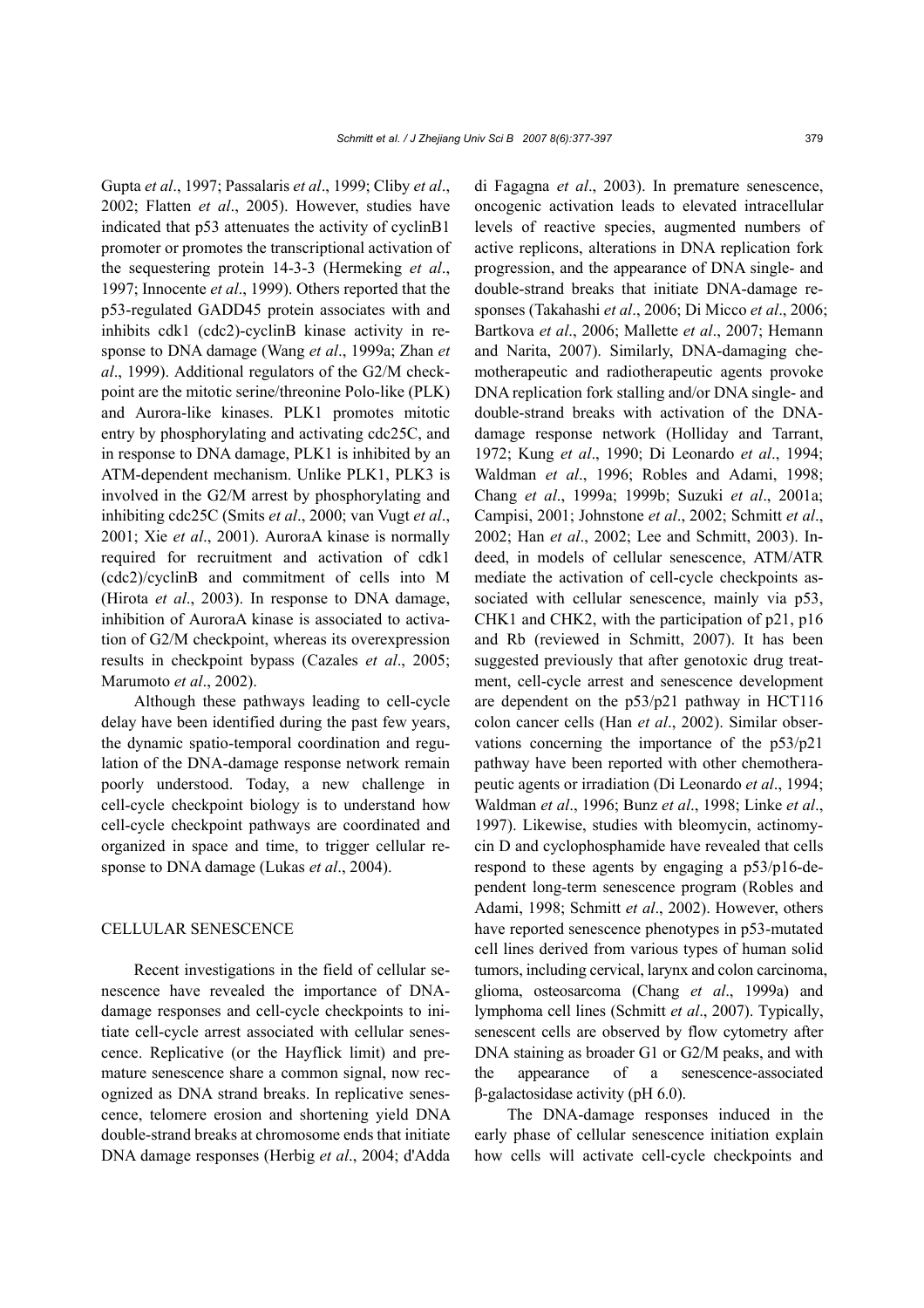Gupta *et al*., 1997; Passalaris *et al*., 1999; Cliby *et al*., 2002; Flatten *et al*., 2005). However, studies have indicated that p53 attenuates the activity of cyclinB1 promoter or promotes the transcriptional activation of the sequestering protein 14-3-3 (Hermeking *et al*., 1997; Innocente *et al*., 1999). Others reported that the p53-regulated GADD45 protein associates with and inhibits cdk1 (cdc2)-cyclinB kinase activity in response to DNA damage (Wang *et al*., 1999a; Zhan *et al*., 1999). Additional regulators of the G2/M checkpoint are the mitotic serine/threonine Polo-like (PLK) and Aurora-like kinases. PLK1 promotes mitotic entry by phosphorylating and activating cdc25C, and in response to DNA damage, PLK1 is inhibited by an ATM-dependent mechanism. Unlike PLK1, PLK3 is involved in the G2/M arrest by phosphorylating and inhibiting cdc25C (Smits *et al*., 2000; van Vugt *et al*., 2001; Xie *et al*., 2001). AuroraA kinase is normally required for recruitment and activation of cdk1 (cdc2)/cyclinB and commitment of cells into M (Hirota *et al*., 2003). In response to DNA damage, inhibition of AuroraA kinase is associated to activation of G2/M checkpoint, whereas its overexpression results in checkpoint bypass (Cazales *et al*., 2005; Marumoto *et al*., 2002).

Although these pathways leading to cell-cycle delay have been identified during the past few years, the dynamic spatio-temporal coordination and regulation of the DNA-damage response network remain poorly understood. Today, a new challenge in cell-cycle checkpoint biology is to understand how cell-cycle checkpoint pathways are coordinated and organized in space and time, to trigger cellular response to DNA damage (Lukas *et al*., 2004).

## CELLULAR SENESCENCE

Recent investigations in the field of cellular senescence have revealed the importance of DNA-damage responses and cell-cycle checkpoints to initiate cell-cycle arrest associated with cellular senescence. Replicative (or the Hayflick limit) and premature senescence share a common signal, now recognized as DNA strand breaks. In replicative senescence, telomere erosion and shortening yield DNA double-strand breaks at chromosome ends that initiate DNA damage responses (Herbig *et al*., 2004; d'Adda di Fagagna *et al*., 2003). In premature senescence, oncogenic activation leads to elevated intracellular levels of reactive species, augmented numbers of active replicons, alterations in DNA replication fork progression, and the appearance of DNA single- and double-strand breaks that initiate DNA-damage responses (Takahashi *et al*., 2006; Di Micco *et al*., 2006; Bartkova *et al*., 2006; Mallette *et al*., 2007; Hemann and Narita, 2007). Similarly, DNA-damaging chemotherapeutic and radiotherapeutic agents provoke DNA replication fork stalling and/or DNA single- and double-strand breaks with activation of the DNA-damage response network (Holliday and Tarrant, 1972; Kung *et al*., 1990; Di Leonardo *et al*., 1994; Waldman *et al*., 1996; Robles and Adami, 1998; Chang *et al*., 1999a; 1999b; Suzuki *et al*., 2001a; Campisi, 2001; Johnstone *et al*., 2002; Schmitt *et al*., 2002; Han *et al*., 2002; Lee and Schmitt, 2003). Indeed, in models of cellular senescence, ATM/ATR mediate the activation of cell-cycle checkpoints associated with cellular senescence, mainly via p53, CHK1 and CHK2, with the participation of p21, p16 and Rb (reviewed in Schmitt, 2007). It has been suggested previously that after genotoxic drug treatment, cell-cycle arrest and senescence development are dependent on the p53/p21 pathway in HCT116 colon cancer cells (Han *et al*., 2002). Similar observations concerning the importance of the p53/p21 pathway have been reported with other chemotherapeutic agents or irradiation (Di Leonardo *et al*., 1994; Waldman *et al*., 1996; Bunz *et al*., 1998; Linke *et al*., 1997). Likewise, studies with bleomycin, actinomycin D and cyclophosphamide have revealed that cells respond to these agents by engaging a p53/p16-dependent long-term senescence program (Robles and Adami, 1998; Schmitt *et al*., 2002). However, others have reported senescence phenotypes in p53-mutated cell lines derived from various types of human solid tumors, including cervical, larynx and colon carcinoma, glioma, osteosarcoma (Chang *et al*., 1999a) and lymphoma cell lines (Schmitt *et al*., 2007). Typically, senescent cells are observed by flow cytometry after DNA staining as broader G1 or G2/M peaks, and with the appearance of a senescence-associated β-galactosidase activity (pH 6.0).

The DNA-damage responses induced in the early phase of cellular senescence initiation explain how cells will activate cell-cycle checkpoints and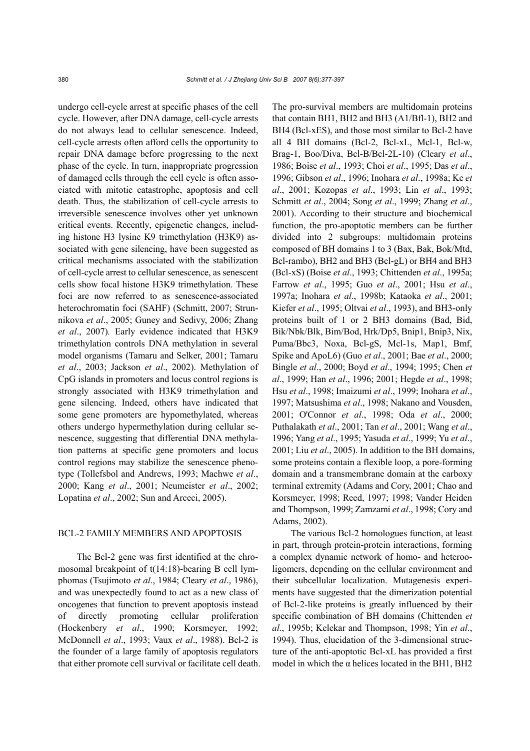undergo cell-cycle arrest at specific phases of the cell cycle. However, after DNA damage, cell-cycle arrests do not always lead to cellular senescence. Indeed, cell-cycle arrests often afford cells the opportunity to repair DNA damage before progressing to the next phase of the cycle. In turn, inappropriate progression of damaged cells through the cell cycle is often associated with mitotic catastrophe, apoptosis and cell death. Thus, the stabilization of cell-cycle arrests to irreversible senescence involves other yet unknown critical events. Recently, epigenetic changes, including histone H3 lysine K9 trimethylation (H3K9) associated with gene silencing, have been suggested as critical mechanisms associated with the stabilization of cell-cycle arrest to cellular senescence, as senescent cells show focal histone H3K9 trimethylation. These foci are now referred to as senescence-associated heterochromatin foci (SAHF) (Schmitt, 2007; Strunnikova *et al*., 2005; Guney and Sedivy, 2006; Zhang *et al*., 2007)*.* Early evidence indicated that H3K9 trimethylation controls DNA methylation in several model organisms (Tamaru and Selker, 2001; Tamaru *et al*., 2003; Jackson *et al*., 2002). Methylation of CpG islands in promoters and locus control regions is strongly associated with H3K9 trimethylation and gene silencing. Indeed, others have indicated that some gene promoters are hypomethylated, whereas others undergo hypermethylation during cellular senescence, suggesting that differential DNA methylation patterns at specific gene promoters and locus control regions may stabilize the senescence phenotype (Tollefsbol and Andrews, 1993; Machwe *et al*., 2000; Kang *et al*., 2001; Neumeister *et al*., 2002; Lopatina *et al*., 2002; Sun and Arceci, 2005).

## BCL-2 FAMILY MEMBERS AND APOPTOSIS

The Bcl-2 gene was first identified at the chromosomal breakpoint of t(14:18)-bearing B cell lymphomas (Tsujimoto *et al*., 1984; Cleary *et al*., 1986), and was unexpectedly found to act as a new class of oncogenes that function to prevent apoptosis instead of directly promoting cellular proliferation (Hockenbery *et al*., 1990; Korsmeyer, 1992; McDonnell *et al*., 1993; Vaux *et al*., 1988). Bcl-2 is the founder of a large family of apoptosis regulators that either promote cell survival or facilitate cell death. The pro-survival members are multidomain proteins that contain BH1, BH2 and BH3 (A1/Bfl-1), BH2 and BH4 (Bcl-xES), and those most similar to Bcl-2 have all 4 BH domains (Bcl-2, Bcl-xL, Mcl-1, Bcl-w, Brag-1, Boo/Diva, Bcl-B/Bcl-2L-10) (Cleary *et al*., 1986; Boise *et al*., 1993; Choi *et al*., 1995; Das *et al*., 1996; Gibson *et al*., 1996; Inohara *et al*., 1998a; Ke *et al*., 2001; Kozopas *et al*., 1993; Lin *et al*., 1993; Schmitt *et al*., 2004; Song *et al*., 1999; Zhang *et al*., 2001). According to their structure and biochemical function, the pro-apoptotic members can be further divided into 2 subgroups: multidomain proteins composed of BH domains 1 to 3 (Bax, Bak, Bok/Mtd, Bcl-rambo), BH2 and BH3 (Bcl-gL) or BH4 and BH3 (Bcl-xS) (Boise *et al*., 1993; Chittenden *et al*., 1995a; Farrow *et al*., 1995; Guo *et al*., 2001; Hsu *et al*., 1997a; Inohara *et al*., 1998b; Kataoka *et al*., 2001; Kiefer *et al*., 1995; Oltvai *et al*., 1993), and BH3-only proteins built of 1 or 2 BH3 domains (Bad, Bid, Bik/Nbk/Blk, Bim/Bod, Hrk/Dp5, Bnip1, Bnip3, Nix, Puma/Bbc3, Noxa, Bcl-gS, Mcl-1s, Map1, Bmf, Spike and ApoL6) (Guo *et al*., 2001; Bae *et al*., 2000; Bingle *et al*., 2000; Boyd *et al*., 1994; 1995; Chen *et al*., 1999; Han *et al*., 1996; 2001; Hegde *et al*., 1998; Hsu *et al*., 1998; Imaizumi *et al*., 1999; Inohara *et al*., 1997; Matsushima *et al*., 1998; Nakano and Vousden, 2001; O'Connor *et al*., 1998; Oda *et al*., 2000; Puthalakath *et al*., 2001; Tan *et al*., 2001; Wang *et al*., 1996; Yang *et al*., 1995; Yasuda *et al*., 1999; Yu *et al*., 2001; Liu *et al*., 2005). In addition to the BH domains, some proteins contain a flexible loop, a pore-forming domain and a transmembrane domain at the carboxy terminal extremity (Adams and Cory, 2001; Chao and Korsmeyer, 1998; Reed, 1997; 1998; Vander Heiden and Thompson, 1999; Zamzami *et al*., 1998; Cory and Adams, 2002).

The various Bcl-2 homologues function, at least in part, through protein-protein interactions, forming a complex dynamic network of homo- and heterooligomers, depending on the cellular environment and their subcellular localization. Mutagenesis experiments have suggested that the dimerization potential of Bcl-2-like proteins is greatly influenced by their specific combination of BH domains (Chittenden *et al*., 1995b; Kelekar and Thompson, 1998; Yin *et al*., 1994). Thus, elucidation of the 3-dimensional structure of the anti-apoptotic Bcl-xL has provided a first model in which the α helices located in the BH1, BH2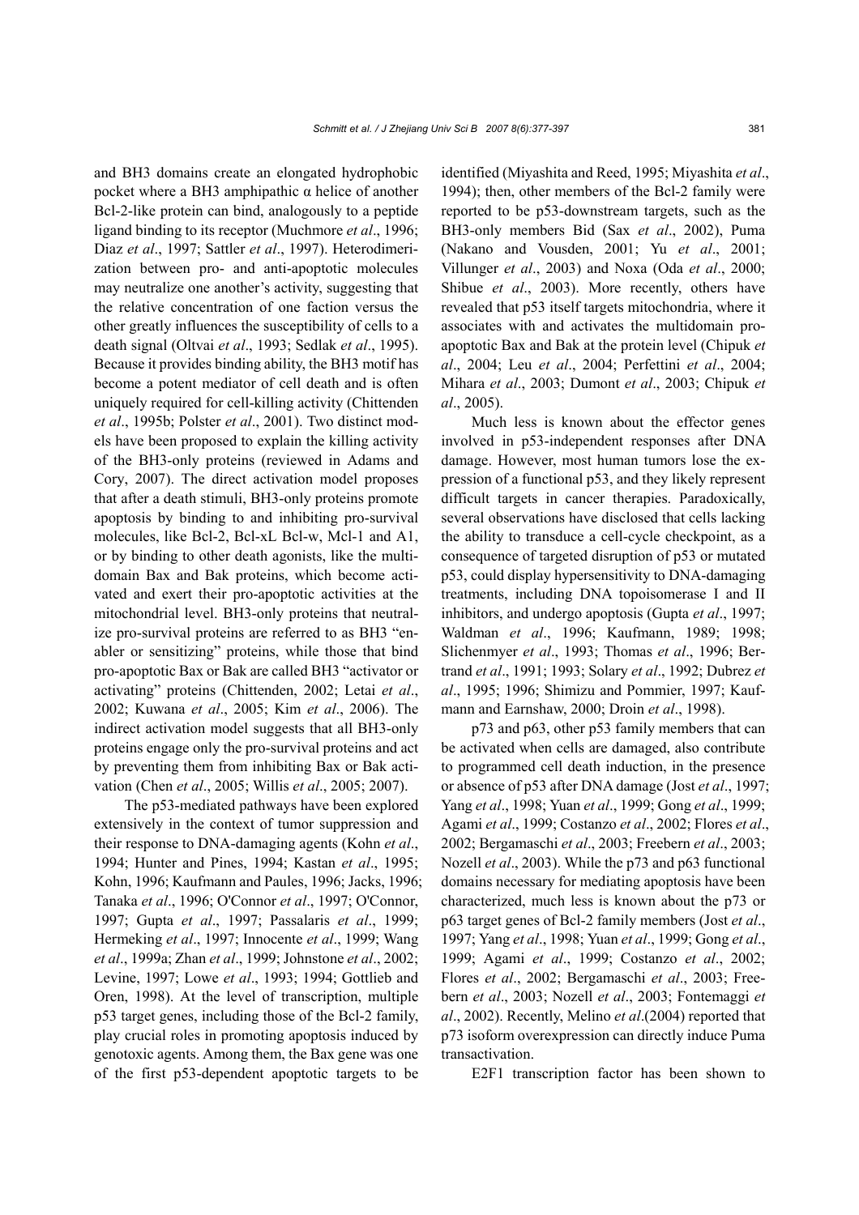and BH3 domains create an elongated hydrophobic pocket where a BH3 amphipathic α helice of another Bcl-2-like protein can bind, analogously to a peptide ligand binding to its receptor (Muchmore *et al*., 1996; Diaz *et al*., 1997; Sattler *et al*., 1997). Heterodimerization between pro- and anti-apoptotic molecules may neutralize one another's activity, suggesting that the relative concentration of one faction versus the other greatly influences the susceptibility of cells to a death signal (Oltvai *et al*., 1993; Sedlak *et al*., 1995). Because it provides binding ability, the BH3 motif has become a potent mediator of cell death and is often uniquely required for cell-killing activity (Chittenden *et al*., 1995b; Polster *et al*., 2001). Two distinct models have been proposed to explain the killing activity of the BH3-only proteins (reviewed in Adams and Cory, 2007). The direct activation model proposes that after a death stimuli, BH3-only proteins promote apoptosis by binding to and inhibiting pro-survival molecules, like Bcl-2, Bcl-xL Bcl-w, Mcl-1 and A1, or by binding to other death agonists, like the multidomain Bax and Bak proteins, which become activated and exert their pro-apoptotic activities at the mitochondrial level. BH3-only proteins that neutralize pro-survival proteins are referred to as BH3 "enabler or sensitizing" proteins, while those that bind pro-apoptotic Bax or Bak are called BH3 "activator or activating" proteins (Chittenden, 2002; Letai *et al*., 2002; Kuwana *et al*., 2005; Kim *et al*., 2006). The indirect activation model suggests that all BH3-only proteins engage only the pro-survival proteins and act by preventing them from inhibiting Bax or Bak activation (Chen *et al*., 2005; Willis *et al*., 2005; 2007).

The p53-mediated pathways have been explored extensively in the context of tumor suppression and their response to DNA-damaging agents (Kohn *et al*., 1994; Hunter and Pines, 1994; Kastan *et al*., 1995; Kohn, 1996; Kaufmann and Paules, 1996; Jacks, 1996; Tanaka *et al*., 1996; O'Connor *et al*., 1997; O'Connor, 1997; Gupta *et al*., 1997; Passalaris *et al*., 1999; Hermeking *et al*., 1997; Innocente *et al*., 1999; Wang *et al*., 1999a; Zhan *et al*., 1999; Johnstone *et al*., 2002; Levine, 1997; Lowe *et al*., 1993; 1994; Gottlieb and Oren, 1998). At the level of transcription, multiple p53 target genes, including those of the Bcl-2 family, play crucial roles in promoting apoptosis induced by genotoxic agents. Among them, the Bax gene was one of the first p53-dependent apoptotic targets to be identified (Miyashita and Reed, 1995; Miyashita *et al*., 1994); then, other members of the Bcl-2 family were reported to be p53-downstream targets, such as the BH3-only members Bid (Sax *et al*., 2002), Puma (Nakano and Vousden, 2001; Yu *et al*., 2001; Villunger *et al*., 2003) and Noxa (Oda *et al*., 2000; Shibue *et al*., 2003). More recently, others have revealed that p53 itself targets mitochondria, where it associates with and activates the multidomain pro-apoptotic Bax and Bak at the protein level (Chipuk *et al*., 2004; Leu *et al*., 2004; Perfettini *et al*., 2004; Mihara *et al*., 2003; Dumont *et al*., 2003; Chipuk *et al*., 2005).

Much less is known about the effector genes involved in p53-independent responses after DNA damage. However, most human tumors lose the expression of a functional p53, and they likely represent difficult targets in cancer therapies. Paradoxically, several observations have disclosed that cells lacking the ability to transduce a cell-cycle checkpoint, as a consequence of targeted disruption of p53 or mutated p53, could display hypersensitivity to DNA-damaging treatments, including DNA topoisomerase I and II inhibitors, and undergo apoptosis (Gupta *et al*., 1997; Waldman *et al*., 1996; Kaufmann, 1989; 1998; Slichenmyer *et al*., 1993; Thomas *et al*., 1996; Bertrand *et al*., 1991; 1993; Solary *et al*., 1992; Dubrez *et al*., 1995; 1996; Shimizu and Pommier, 1997; Kaufmann and Earnshaw, 2000; Droin *et al*., 1998).

p73 and p63, other p53 family members that can be activated when cells are damaged, also contribute to programmed cell death induction, in the presence or absence of p53 after DNA damage (Jost *et al*., 1997; Yang *et al*., 1998; Yuan *et al*., 1999; Gong *et al*., 1999; Agami *et al*., 1999; Costanzo *et al*., 2002; Flores *et al*., 2002; Bergamaschi *et al*., 2003; Freebern *et al*., 2003; Nozell *et al*., 2003). While the p73 and p63 functional domains necessary for mediating apoptosis have been characterized, much less is known about the p73 or p63 target genes of Bcl-2 family members (Jost *et al*., 1997; Yang *et al*., 1998; Yuan *et al*., 1999; Gong *et al*., 1999; Agami *et al*., 1999; Costanzo *et al*., 2002; Flores *et al*., 2002; Bergamaschi *et al*., 2003; Freebern *et al*., 2003; Nozell *et al*., 2003; Fontemaggi *et al*., 2002). Recently, Melino *et al*.(2004) reported that p73 isoform overexpression can directly induce Puma transactivation.

E2F1 transcription factor has been shown to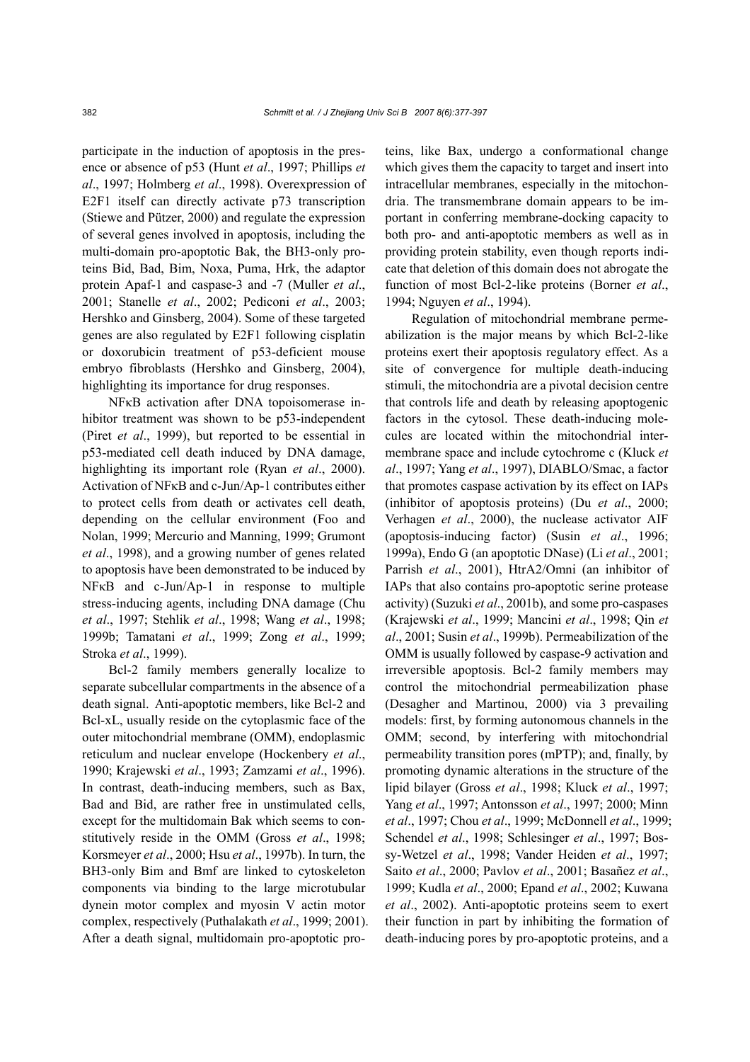participate in the induction of apoptosis in the presence or absence of p53 (Hunt *et al*., 1997; Phillips *et al*., 1997; Holmberg *et al*., 1998). Overexpression of E2F1 itself can directly activate p73 transcription (Stiewe and Pützer, 2000) and regulate the expression of several genes involved in apoptosis, including the multi-domain pro-apoptotic Bak, the BH3-only proteins Bid, Bad, Bim, Noxa, Puma, Hrk, the adaptor protein Apaf-1 and caspase-3 and -7 (Muller *et al*., 2001; Stanelle *et al*., 2002; Pediconi *et al*., 2003; Hershko and Ginsberg, 2004). Some of these targeted genes are also regulated by E2F1 following cisplatin or doxorubicin treatment of p53-deficient mouse embryo fibroblasts (Hershko and Ginsberg, 2004), highlighting its importance for drug responses.

NFκB activation after DNA topoisomerase inhibitor treatment was shown to be p53-independent (Piret *et al*., 1999), but reported to be essential in p53-mediated cell death induced by DNA damage, highlighting its important role (Ryan *et al*., 2000). Activation of NFκB and c-Jun/Ap-1 contributes either to protect cells from death or activates cell death, depending on the cellular environment (Foo and Nolan, 1999; Mercurio and Manning, 1999; Grumont *et al*., 1998), and a growing number of genes related to apoptosis have been demonstrated to be induced by NFκB and c-Jun/Ap-1 in response to multiple stress-inducing agents, including DNA damage (Chu *et al*., 1997; Stehlik *et al*., 1998; Wang *et al*., 1998; 1999b; Tamatani *et al*., 1999; Zong *et al*., 1999; Stroka *et al*., 1999).

Bcl-2 family members generally localize to separate subcellular compartments in the absence of a death signal. Anti-apoptotic members, like Bcl-2 and Bcl-xL, usually reside on the cytoplasmic face of the outer mitochondrial membrane (OMM), endoplasmic reticulum and nuclear envelope (Hockenbery *et al*., 1990; Krajewski *et al*., 1993; Zamzami *et al*., 1996). In contrast, death-inducing members, such as Bax, Bad and Bid, are rather free in unstimulated cells, except for the multidomain Bak which seems to constitutively reside in the OMM (Gross *et al*., 1998; Korsmeyer *et al*., 2000; Hsu *et al*., 1997b). In turn, the BH3-only Bim and Bmf are linked to cytoskeleton components via binding to the large microtubular dynein motor complex and myosin V actin motor complex, respectively (Puthalakath *et al*., 1999; 2001). After a death signal, multidomain pro-apoptotic proteins, like Bax, undergo a conformational change which gives them the capacity to target and insert into intracellular membranes, especially in the mitochondria. The transmembrane domain appears to be important in conferring membrane-docking capacity to both pro- and anti-apoptotic members as well as in providing protein stability, even though reports indicate that deletion of this domain does not abrogate the function of most Bcl-2-like proteins (Borner *et al*., 1994; Nguyen *et al*., 1994).

Regulation of mitochondrial membrane permeabilization is the major means by which Bcl-2-like proteins exert their apoptosis regulatory effect. As a site of convergence for multiple death-inducing stimuli, the mitochondria are a pivotal decision centre that controls life and death by releasing apoptogenic factors in the cytosol. These death-inducing molecules are located within the mitochondrial intermembrane space and include cytochrome c (Kluck *et al*., 1997; Yang *et al*., 1997), DIABLO/Smac, a factor that promotes caspase activation by its effect on IAPs (inhibitor of apoptosis proteins) (Du *et al*., 2000; Verhagen *et al*., 2000), the nuclease activator AIF (apoptosis-inducing factor) (Susin *et al*., 1996; 1999a), Endo G (an apoptotic DNase) (Li *et al*., 2001; Parrish *et al*., 2001), HtrA2/Omni (an inhibitor of IAPs that also contains pro-apoptotic serine protease activity) (Suzuki *et al*., 2001b), and some pro-caspases (Krajewski *et al*., 1999; Mancini *et al*., 1998; Qin *et al*., 2001; Susin *et al*., 1999b). Permeabilization of the OMM is usually followed by caspase-9 activation and irreversible apoptosis. Bcl-2 family members may control the mitochondrial permeabilization phase (Desagher and Martinou, 2000) via 3 prevailing models: first, by forming autonomous channels in the OMM; second, by interfering with mitochondrial permeability transition pores (mPTP); and, finally, by promoting dynamic alterations in the structure of the lipid bilayer (Gross *et al*., 1998; Kluck *et al*., 1997; Yang *et al*., 1997; Antonsson *et al*., 1997; 2000; Minn *et al*., 1997; Chou *et al*., 1999; McDonnell *et al*., 1999; Schendel *et al*., 1998; Schlesinger *et al*., 1997; Bossy-Wetzel *et al*., 1998; Vander Heiden *et al*., 1997; Saito *et al*., 2000; Pavlov *et al*., 2001; Basañez *et al*., 1999; Kudla *et al*., 2000; Epand *et al*., 2002; Kuwana *et al*., 2002). Anti-apoptotic proteins seem to exert their function in part by inhibiting the formation of death-inducing pores by pro-apoptotic proteins, and a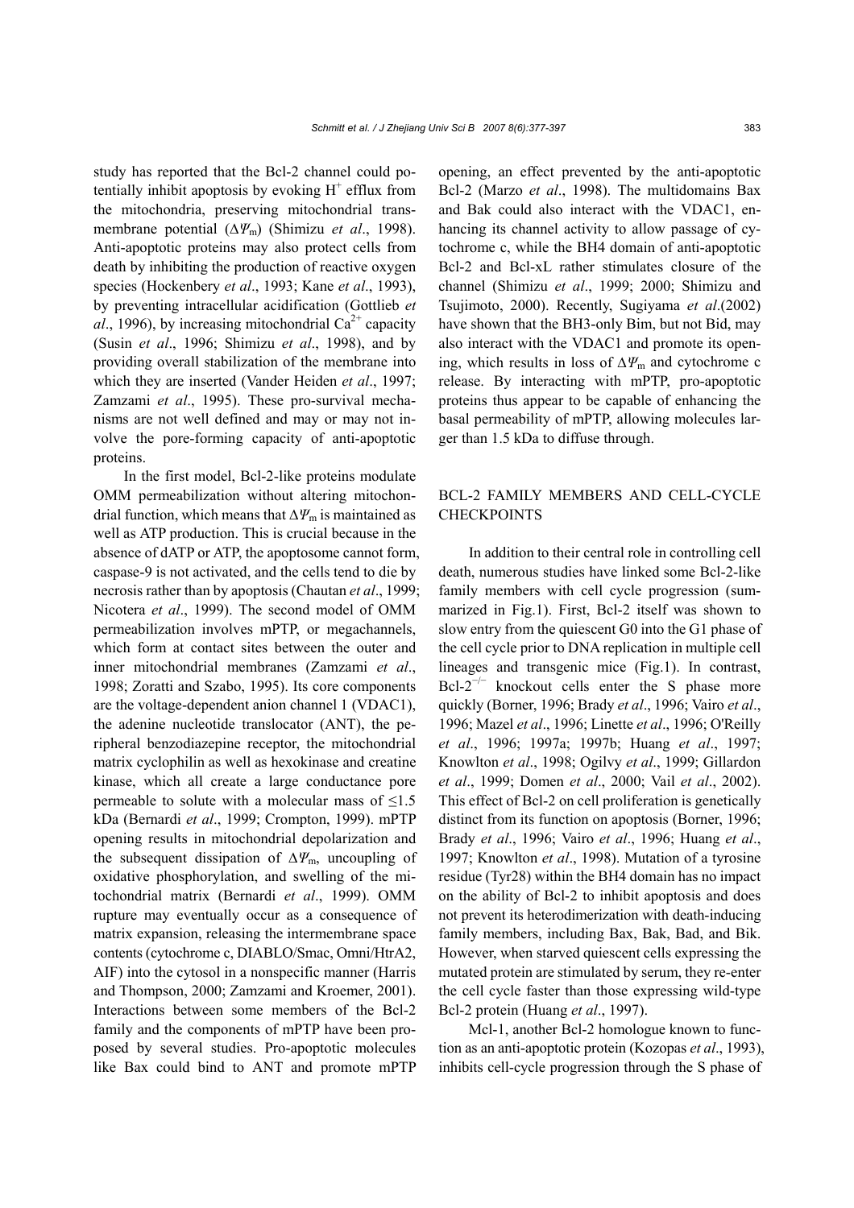study has reported that the Bcl-2 channel could potentially inhibit apoptosis by evoking $H^+$ efflux from the mitochondria, preserving mitochondrial transmembrane potential ($\Delta\Psi_m$) (Shimizu *et al*., 1998). Anti-apoptotic proteins may also protect cells from death by inhibiting the production of reactive oxygen species (Hockenbery *et al*., 1993; Kane *et al*., 1993), by preventing intracellular acidification (Gottlieb *et al*., 1996), by increasing mitochondrial $Ca^{2+}$ capacity (Susin *et al*., 1996; Shimizu *et al*., 1998), and by providing overall stabilization of the membrane into which they are inserted (Vander Heiden *et al*., 1997; Zamzami *et al*., 1995). These pro-survival mechanisms are not well defined and may or may not involve the pore-forming capacity of anti-apoptotic proteins.

In the first model, Bcl-2-like proteins modulate OMM permeabilization without altering mitochondrial function, which means that $\Delta\Psi_m$ is maintained as well as ATP production. This is crucial because in the absence of dATP or ATP, the apoptosome cannot form, caspase-9 is not activated, and the cells tend to die by necrosis rather than by apoptosis (Chautan *et al*., 1999; Nicotera *et al*., 1999). The second model of OMM permeabilization involves mPTP, or megachannels, which form at contact sites between the outer and inner mitochondrial membranes (Zamzami *et al*., 1998; Zoratti and Szabo, 1995). Its core components are the voltage-dependent anion channel 1 (VDAC1), the adenine nucleotide translocator (ANT), the peripheral benzodiazepine receptor, the mitochondrial matrix cyclophilin as well as hexokinase and creatine kinase, which all create a large conductance pore permeable to solute with a molecular mass of ≤1.5 kDa (Bernardi *et al*., 1999; Crompton, 1999). mPTP opening results in mitochondrial depolarization and the subsequent dissipation of $\Delta\Psi_m$, uncoupling of oxidative phosphorylation, and swelling of the mitochondrial matrix (Bernardi *et al*., 1999). OMM rupture may eventually occur as a consequence of matrix expansion, releasing the intermembrane space contents (cytochrome c, DIABLO/Smac, Omni/HtrA2, AIF) into the cytosol in a nonspecific manner (Harris and Thompson, 2000; Zamzami and Kroemer, 2001). Interactions between some members of the Bcl-2 family and the components of mPTP have been proposed by several studies. Pro-apoptotic molecules like Bax could bind to ANT and promote mPTP opening, an effect prevented by the anti-apoptotic Bcl-2 (Marzo *et al*., 1998). The multidomains Bax and Bak could also interact with the VDAC1, enhancing its channel activity to allow passage of cytochrome c, while the BH4 domain of anti-apoptotic Bcl-2 and Bcl-xL rather stimulates closure of the channel (Shimizu *et al*., 1999; 2000; Shimizu and Tsujimoto, 2000). Recently, Sugiyama *et al*.(2002) have shown that the BH3-only Bim, but not Bid, may also interact with the VDAC1 and promote its opening, which results in loss of $\Delta\Psi_m$ and cytochrome c release. By interacting with mPTP, pro-apoptotic proteins thus appear to be capable of enhancing the basal permeability of mPTP, allowing molecules larger than 1.5 kDa to diffuse through.

## BCL-2 FAMILY MEMBERS AND CELL-CYCLE CHECKPOINTS

In addition to their central role in controlling cell death, numerous studies have linked some Bcl-2-like family members with cell cycle progression (summarized in Fig.1). First, Bcl-2 itself was shown to slow entry from the quiescent G0 into the G1 phase of the cell cycle prior to DNA replication in multiple cell lineages and transgenic mice (Fig.1). In contrast, Bcl-$2^{-/-}$ knockout cells enter the S phase more quickly (Borner, 1996; Brady *et al*., 1996; Vairo *et al*., 1996; Mazel *et al*., 1996; Linette *et al*., 1996; O'Reilly *et al*., 1996; 1997a; 1997b; Huang *et al*., 1997; Knowlton *et al*., 1998; Ogilvy *et al*., 1999; Gillardon *et al*., 1999; Domen *et al*., 2000; Vail *et al*., 2002). This effect of Bcl-2 on cell proliferation is genetically distinct from its function on apoptosis (Borner, 1996; Brady *et al*., 1996; Vairo *et al*., 1996; Huang *et al*., 1997; Knowlton *et al*., 1998). Mutation of a tyrosine residue (Tyr28) within the BH4 domain has no impact on the ability of Bcl-2 to inhibit apoptosis and does not prevent its heterodimerization with death-inducing family members, including Bax, Bak, Bad, and Bik. However, when starved quiescent cells expressing the mutated protein are stimulated by serum, they re-enter the cell cycle faster than those expressing wild-type Bcl-2 protein (Huang *et al*., 1997).

Mcl-1, another Bcl-2 homologue known to function as an anti-apoptotic protein (Kozopas *et al*., 1993), inhibits cell-cycle progression through the S phase of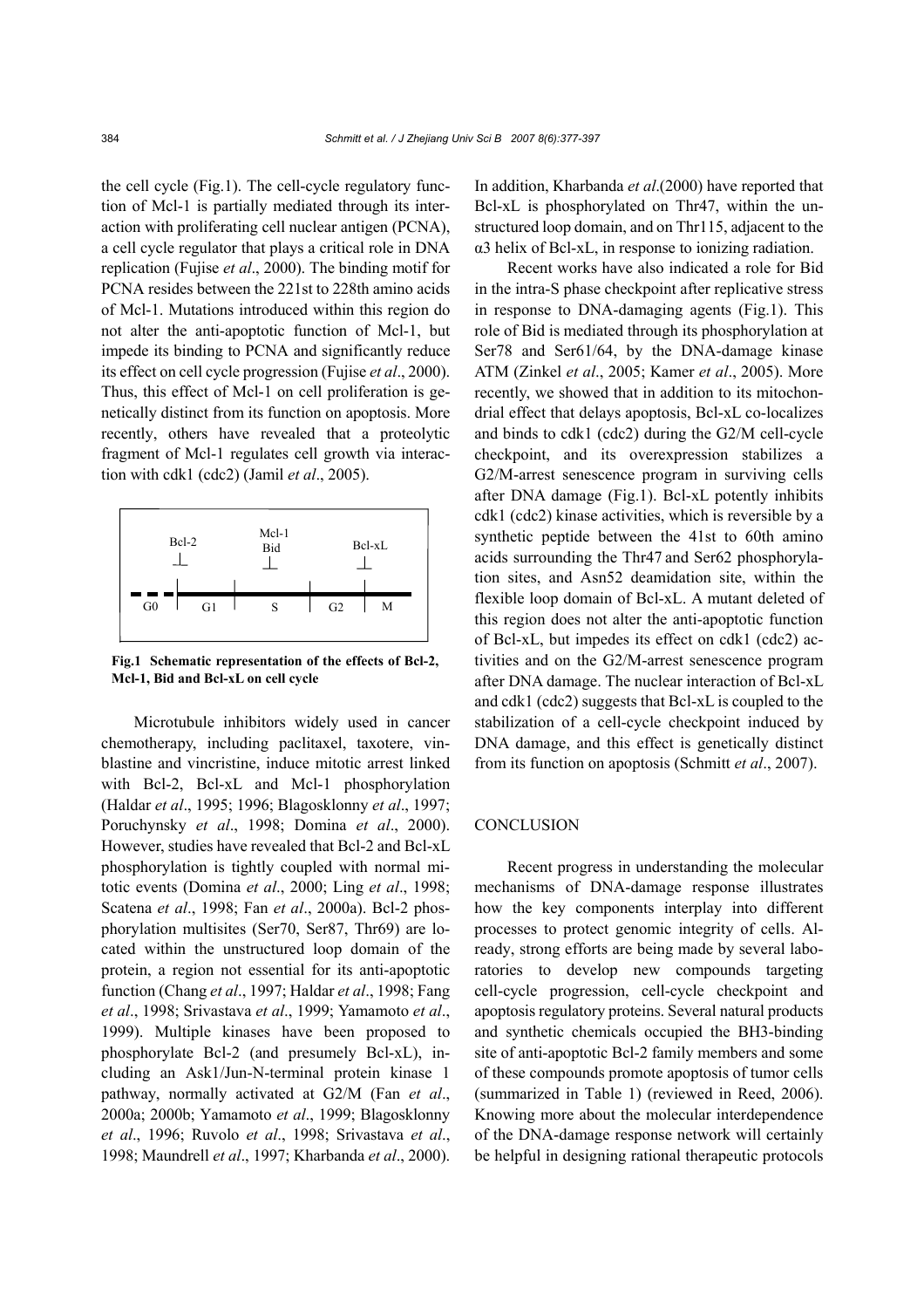the cell cycle (Fig.1). The cell-cycle regulatory function of Mcl-1 is partially mediated through its interaction with proliferating cell nuclear antigen (PCNA), a cell cycle regulator that plays a critical role in DNA replication (Fujise *et al*., 2000). The binding motif for PCNA resides between the 221st to 228th amino acids of Mcl-1. Mutations introduced within this region do not alter the anti-apoptotic function of Mcl-1, but impede its binding to PCNA and significantly reduce its effect on cell cycle progression (Fujise *et al*., 2000). Thus, this effect of Mcl-1 on cell proliferation is genetically distinct from its function on apoptosis. More recently, others have revealed that a proteolytic fragment of Mcl-1 regulates cell growth via interaction with cdk1 (cdc2) (Jamil *et al*., 2005).

**Fig.1 Schematic representation of the effects of Bcl-2, Mcl-1, Bid and Bcl-xL on cell cycle**

Microtubule inhibitors widely used in cancer chemotherapy, including paclitaxel, taxotere, vinblastine and vincristine, induce mitotic arrest linked with Bcl-2, Bcl-xL and Mcl-1 phosphorylation (Haldar *et al*., 1995; 1996; Blagosklonny *et al*., 1997; Poruchynsky *et al*., 1998; Domina *et al*., 2000). However, studies have revealed that Bcl-2 and Bcl-xL phosphorylation is tightly coupled with normal mitotic events (Domina *et al*., 2000; Ling *et al*., 1998; Scatena *et al*., 1998; Fan *et al*., 2000a). Bcl-2 phosphorylation multisites (Ser70, Ser87, Thr69) are located within the unstructured loop domain of the protein, a region not essential for its anti-apoptotic function (Chang *et al*., 1997; Haldar *et al*., 1998; Fang *et al*., 1998; Srivastava *et al*., 1999; Yamamoto *et al*., 1999). Multiple kinases have been proposed to phosphorylate Bcl-2 (and presumely Bcl-xL), including an Ask1/Jun-N-terminal protein kinase 1 pathway, normally activated at G2/M (Fan *et al*., 2000a; 2000b; Yamamoto *et al*., 1999; Blagosklonny *et al*., 1996; Ruvolo *et al*., 1998; Srivastava *et al*., 1998; Maundrell *et al*., 1997; Kharbanda *et al*., 2000). In addition, Kharbanda *et al*.(2000) have reported that Bcl-xL is phosphorylated on Thr47, within the unstructured loop domain, and on Thr115, adjacent to the α3 helix of Bcl-xL, in response to ionizing radiation.

Recent works have also indicated a role for Bid in the intra-S phase checkpoint after replicative stress in response to DNA-damaging agents (Fig.1). This role of Bid is mediated through its phosphorylation at Ser78 and Ser61/64, by the DNA-damage kinase ATM (Zinkel *et al*., 2005; Kamer *et al*., 2005). More recently, we showed that in addition to its mitochondrial effect that delays apoptosis, Bcl-xL co-localizes and binds to cdk1 (cdc2) during the G2/M cell-cycle checkpoint, and its overexpression stabilizes a G2/M-arrest senescence program in surviving cells after DNA damage (Fig.1). Bcl-xL potently inhibits cdk1 (cdc2) kinase activities, which is reversible by a synthetic peptide between the 41st to 60th amino acids surrounding the Thr47 and Ser62 phosphorylation sites, and Asn52 deamidation site, within the flexible loop domain of Bcl-xL. A mutant deleted of this region does not alter the anti-apoptotic function of Bcl-xL, but impedes its effect on cdk1 (cdc2) activities and on the G2/M-arrest senescence program after DNA damage. The nuclear interaction of Bcl-xL and cdk1 (cdc2) suggests that Bcl-xL is coupled to the stabilization of a cell-cycle checkpoint induced by DNA damage, and this effect is genetically distinct from its function on apoptosis (Schmitt *et al*., 2007).

## CONCLUSION

Recent progress in understanding the molecular mechanisms of DNA-damage response illustrates how the key components interplay into different processes to protect genomic integrity of cells. Already, strong efforts are being made by several laboratories to develop new compounds targeting cell-cycle progression, cell-cycle checkpoint and apoptosis regulatory proteins. Several natural products and synthetic chemicals occupied the BH3-binding site of anti-apoptotic Bcl-2 family members and some of these compounds promote apoptosis of tumor cells (summarized in Table 1) (reviewed in Reed, 2006). Knowing more about the molecular interdependence of the DNA-damage response network will certainly be helpful in designing rational therapeutic protocols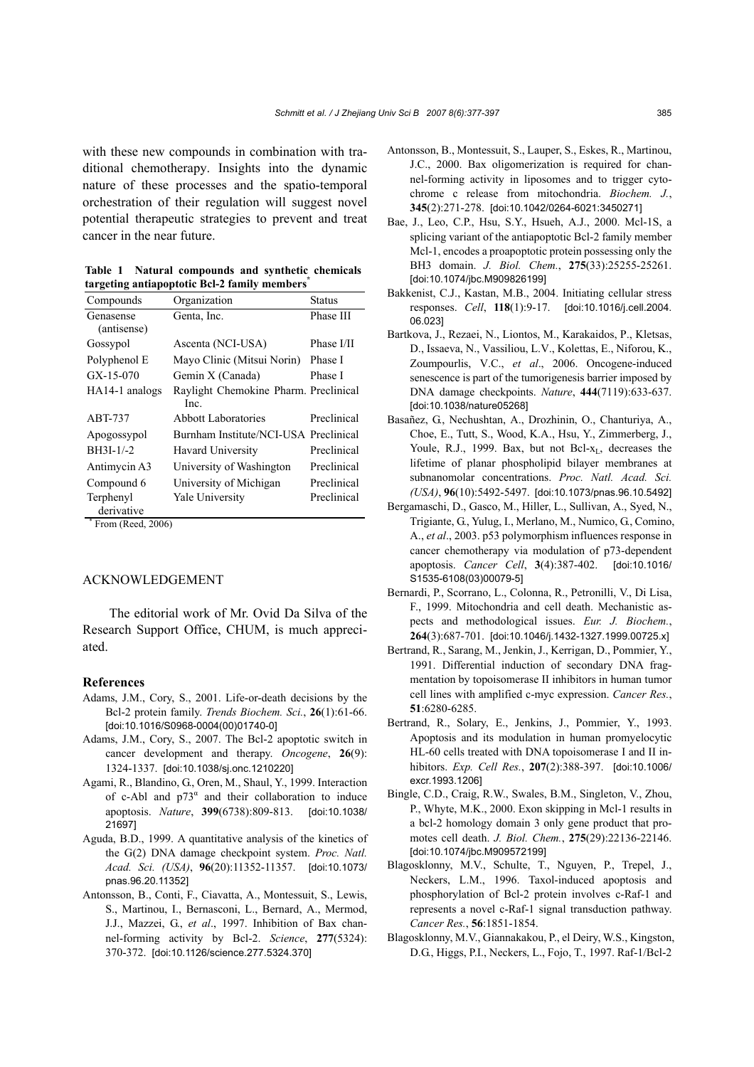with these new compounds in combination with traditional chemotherapy. Insights into the dynamic nature of these processes and the spatio-temporal orchestration of their regulation will suggest novel potential therapeutic strategies to prevent and treat cancer in the near future.

**Table 1 Natural compounds and synthetic chemicals targeting antiapoptotic Bcl-2 family members***

| Compounds | Organization | Status |
|---|---|---|
| Genasense (antisense) | Genta, Inc. | Phase III |
| Gossypol | Ascenta (NCI-USA) | Phase I/II |
| Polyphenol E | Mayo Clinic (Mitsui Norin) | Phase I |
| GX-15-070 | Gemin X (Canada) | Phase I |
| HA14-1 analogs | Raylight Chemokine Pharm. Inc. | Preclinical |
| ABT-737 | Abbott Laboratories | Preclinical |
| Apogossypol | Burnham Institute/NCI-USA | Preclinical |
| BH3I-1/-2 | Havard University | Preclinical |
| Antimycin A3 | University of Washington | Preclinical |
| Compound 6 | University of Michigan | Preclinical |
| Terphenyl derivative | Yale University | Preclinical |

* From (Reed, 2006)

## ACKNOWLEDGEMENT

The editorial work of Mr. Ovid Da Silva of the Research Support Office, CHUM, is much appreciated.

## References

Adams, J.M., Cory, S., 2001. Life-or-death decisions by the Bcl-2 protein family. *Trends Biochem. Sci.*, **26**(1):61-66. [doi:10.1016/S0968-0004(00)01740-0]

Adams, J.M., Cory, S., 2007. The Bcl-2 apoptotic switch in cancer development and therapy. *Oncogene*, **26**(9):1324-1337. [doi:10.1038/sj.onc.1210220]

Agami, R., Blandino, G., Oren, M., Shaul, Y., 1999. Interaction of c-Abl and p73$^{\alpha}$ and their collaboration to induce apoptosis. *Nature*, **399**(6738):809-813. [doi:10.1038/21697]

Aguda, B.D., 1999. A quantitative analysis of the kinetics of the G(2) DNA damage checkpoint system. *Proc. Natl. Acad. Sci. (USA)*, **96**(20):11352-11357. [doi:10.1073/pnas.96.20.11352]

Antonsson, B., Conti, F., Ciavatta, A., Montessuit, S., Lewis, S., Martinou, I., Bernasconi, L., Bernard, A., Mermod, J.J., Mazzei, G., *et al*., 1997. Inhibition of Bax channel-forming activity by Bcl-2. *Science*, **277**(5324):370-372. [doi:10.1126/science.277.5324.370]

Antonsson, B., Montessuit, S., Lauper, S., Eskes, R., Martinou, J.C., 2000. Bax oligomerization is required for channel-forming activity in liposomes and to trigger cytochrome c release from mitochondria. *Biochem. J.*, **345**(2):271-278. [doi:10.1042/0264-6021:3450271]

Bae, J., Leo, C.P., Hsu, S.Y., Hsueh, A.J., 2000. Mcl-1S, a splicing variant of the antiapoptotic Bcl-2 family member Mcl-1, encodes a proapoptotic protein possessing only the BH3 domain. *J. Biol. Chem.*, **275**(33):25255-25261. [doi:10.1074/jbc.M909826199]

Bakkenist, C.J., Kastan, M.B., 2004. Initiating cellular stress responses. *Cell*, **118**(1):9-17. [doi:10.1016/j.cell.2004.06.023]

Bartkova, J., Rezaei, N., Liontos, M., Karakaidos, P., Kletsas, D., Issaeva, N., Vassiliou, L.V., Kolettas, E., Niforou, K., Zoumpourlis, V.C., *et al*., 2006. Oncogene-induced senescence is part of the tumorigenesis barrier imposed by DNA damage checkpoints. *Nature*, **444**(7119):633-637. [doi:10.1038/nature05268]

Basañez, G., Nechushtan, A., Drozhinin, O., Chanturiya, A., Choe, E., Tutt, S., Wood, K.A., Hsu, Y., Zimmerberg, J., Youle, R.J., 1999. Bax, but not Bcl-$x_L$, decreases the lifetime of planar phospholipid bilayer membranes at subnanomolar concentrations. *Proc. Natl. Acad. Sci. (USA)*, **96**(10):5492-5497. [doi:10.1073/pnas.96.10.5492]

Bergamaschi, D., Gasco, M., Hiller, L., Sullivan, A., Syed, N., Trigiante, G., Yulug, I., Merlano, M., Numico, G., Comino, A., *et al*., 2003. p53 polymorphism influences response in cancer chemotherapy via modulation of p73-dependent apoptosis. *Cancer Cell*, **3**(4):387-402. [doi:10.1016/S1535-6108(03)00079-5]

Bernardi, P., Scorrano, L., Colonna, R., Petronilli, V., Di Lisa, F., 1999. Mitochondria and cell death. Mechanistic aspects and methodological issues. *Eur. J. Biochem.*, **264**(3):687-701. [doi:10.1046/j.1432-1327.1999.00725.x]

Bertrand, R., Sarang, M., Jenkin, J., Kerrigan, D., Pommier, Y., 1991. Differential induction of secondary DNA fragmentation by topoisomerase II inhibitors in human tumor cell lines with amplified c-myc expression. *Cancer Res.*, **51**:6280-6285.

Bertrand, R., Solary, E., Jenkins, J., Pommier, Y., 1993. Apoptosis and its modulation in human promyelocytic HL-60 cells treated with DNA topoisomerase I and II inhibitors. *Exp. Cell Res.*, **207**(2):388-397. [doi:10.1006/excr.1993.1206]

Bingle, C.D., Craig, R.W., Swales, B.M., Singleton, V., Zhou, P., Whyte, M.K., 2000. Exon skipping in Mcl-1 results in a bcl-2 homology domain 3 only gene product that promotes cell death. *J. Biol. Chem.*, **275**(29):22136-22146. [doi:10.1074/jbc.M909572199]

Blagosklonny, M.V., Schulte, T., Nguyen, P., Trepel, J., Neckers, L.M., 1996. Taxol-induced apoptosis and phosphorylation of Bcl-2 protein involves c-Raf-1 and represents a novel c-Raf-1 signal transduction pathway. *Cancer Res.*, **56**:1851-1854.

Blagosklonny, M.V., Giannakakou, P., el Deiry, W.S., Kingston, D.G., Higgs, P.I., Neckers, L., Fojo, T., 1997. Raf-1/Bcl-2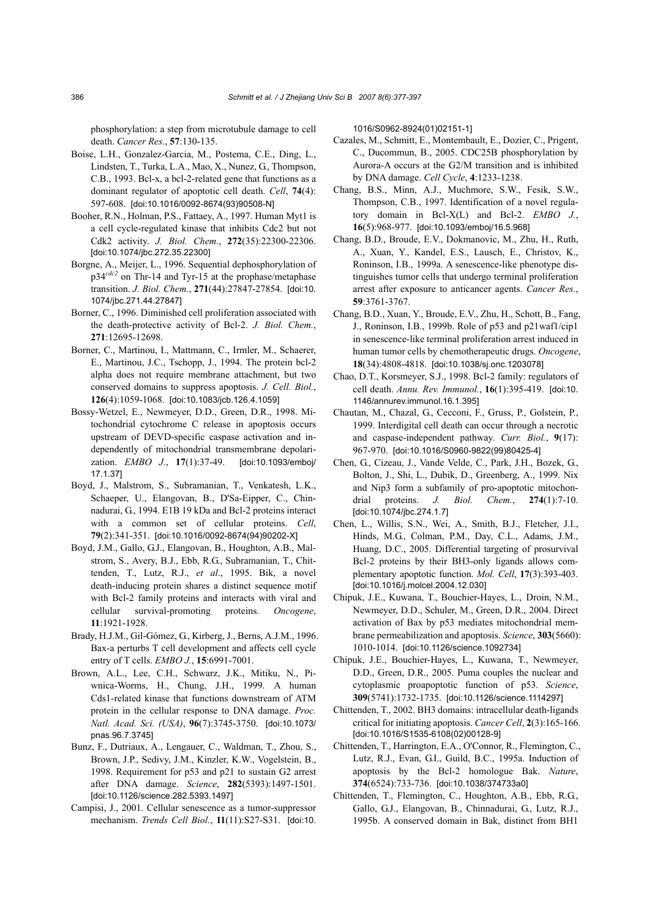phosphorylation: a step from microtubule damage to cell death. *Cancer Res.*, **57**:130-135.

Boise, L.H., Gonzalez-Garcia, M., Postema, C.E., Ding, L., Lindsten, T., Turka, L.A., Mao, X., Nunez, G., Thompson, C.B., 1993. Bcl-x, a bcl-2-related gene that functions as a dominant regulator of apoptotic cell death. *Cell*, **74**(4): 597-608. [doi:10.1016/0092-8674(93)90508-N]

Booher, R.N., Holman, P.S., Fattaey, A., 1997. Human Myt1 is a cell cycle-regulated kinase that inhibits Cdc2 but not Cdk2 activity. *J. Biol. Chem.*, **272**(35):22300-22306. [doi:10.1074/jbc.272.35.22300]

Borgne, A., Meijer, L., 1996. Sequential dephosphorylation of p34$^{cdc2}$ on Thr-14 and Tyr-15 at the prophase/metaphase transition. *J. Biol. Chem.*, **271**(44):27847-27854. [doi:10.1074/jbc.271.44.27847]

Borner, C., 1996. Diminished cell proliferation associated with the death-protective activity of Bcl-2. *J. Biol. Chem.*, **271**:12695-12698.

Borner, C., Martinou, I., Mattmann, C., Irmler, M., Schaerer, E., Martinou, J.C., Tschopp, J., 1994. The protein bcl-2 alpha does not require membrane attachment, but two conserved domains to suppress apoptosis. *J. Cell. Biol.*, **126**(4):1059-1068. [doi:10.1083/jcb.126.4.1059]

Bossy-Wetzel, E., Newmeyer, D.D., Green, D.R., 1998. Mitochondrial cytochrome C release in apoptosis occurs upstream of DEVD-specific caspase activation and independently of mitochondrial transmembrane depolarization. *EMBO J.*, **17**(1):37-49. [doi:10.1093/emboj/17.1.37]

Boyd, J., Malstrom, S., Subramanian, T., Venkatesh, L.K., Schaeper, U., Elangovan, B., D'Sa-Eipper, C., Chinnadurai, G., 1994. E1B 19 kDa and Bcl-2 proteins interact with a common set of cellular proteins. *Cell*, **79**(2):341-351. [doi:10.1016/0092-8674(94)90202-X]

Boyd, J.M., Gallo, G.J., Elangovan, B., Houghton, A.B., Malstrom, S., Avery, B.J., Ebb, R.G., Subramanian, T., Chittenden, T., Lutz, R.J., *et al*., 1995. Bik, a novel death-inducing protein shares a distinct sequence motif with Bcl-2 family proteins and interacts with viral and cellular survival-promoting proteins. *Oncogene*, **11**:1921-1928.

Brady, H.J.M., Gil-Gómez, G., Kirberg, J., Berns, A.J.M., 1996. Bax-a perturbs T cell development and affects cell cycle entry of T cells. *EMBO J.*, **15**:6991-7001.

Brown, A.L., Lee, C.H., Schwarz, J.K., Mitiku, N., Piwnica-Worms, H., Chung, J.H., 1999. A human Cds1-related kinase that functions downstream of ATM protein in the cellular response to DNA damage. *Proc. Natl. Acad. Sci. (USA)*, **96**(7):3745-3750. [doi:10.1073/pnas.96.7.3745]

Bunz, F., Dutriaux, A., Lengauer, C., Waldman, T., Zhou, S., Brown, J.P., Sedivy, J.M., Kinzler, K.W., Vogelstein, B., 1998. Requirement for p53 and p21 to sustain G2 arrest after DNA damage. *Science*, **282**(5393):1497-1501. [doi:10.1126/science.282.5393.1497]

Campisi, J., 2001. Cellular senescence as a tumor-suppressor mechanism. *Trends Cell Biol.*, **11**(11):S27-S31. [doi:10.1016/S0962-8924(01)02151-1]

Cazales, M., Schmitt, E., Montembault, E., Dozier, C., Prigent, C., Ducommun, B., 2005. CDC25B phosphorylation by Aurora-A occurs at the G2/M transition and is inhibited by DNA damage. *Cell Cycle*, **4**:1233-1238.

Chang, B.S., Minn, A.J., Muchmore, S.W., Fesik, S.W., Thompson, C.B., 1997. Identification of a novel regulatory domain in Bcl-X(L) and Bcl-2. *EMBO J.*, **16**(5):968-977. [doi:10.1093/emboj/16.5.968]

Chang, B.D., Broude, E.V., Dokmanovic, M., Zhu, H., Ruth, A., Xuan, Y., Kandel, E.S., Lausch, E., Christov, K., Roninson, I.B., 1999a. A senescence-like phenotype distinguishes tumor cells that undergo terminal proliferation arrest after exposure to anticancer agents. *Cancer Res.*, **59**:3761-3767.

Chang, B.D., Xuan, Y., Broude, E.V., Zhu, H., Schott, B., Fang, J., Roninson, I.B., 1999b. Role of p53 and p21waf1/cip1 in senescence-like terminal proliferation arrest induced in human tumor cells by chemotherapeutic drugs. *Oncogene*, **18**(34):4808-4818. [doi:10.1038/sj.onc.1203078]

Chao, D.T., Korsmeyer, S.J., 1998. Bcl-2 family: regulators of cell death. *Annu. Rev. Immunol.*, **16**(1):395-419. [doi:10.1146/annurev.immunol.16.1.395]

Chautan, M., Chazal, G., Cecconi, F., Gruss, P., Golstein, P., 1999. Interdigital cell death can occur through a necrotic and caspase-independent pathway. *Curr. Biol.*, **9**(17): 967-970. [doi:10.1016/S0960-9822(99)80425-4]

Chen, G., Cizeau, J., Vande Velde, C., Park, J.H., Bozek, G., Bolton, J., Shi, L., Dubik, D., Greenberg, A., 1999. Nix and Nip3 form a subfamily of pro-apoptotic mitochondrial proteins. *J. Biol. Chem.*, **274**(1):7-10. [doi:10.1074/jbc.274.1.7]

Chen, L., Willis, S.N., Wei, A., Smith, B.J., Fletcher, J.I., Hinds, M.G., Colman, P.M., Day, C.L., Adams, J.M., Huang, D.C., 2005. Differential targeting of prosurvival Bcl-2 proteins by their BH3-only ligands allows complementary apoptotic function. *Mol. Cell*, **17**(3):393-403. [doi:10.1016/j.molcel.2004.12.030]

Chipuk, J.E., Kuwana, T., Bouchier-Hayes, L., Droin, N.M., Newmeyer, D.D., Schuler, M., Green, D.R., 2004. Direct activation of Bax by p53 mediates mitochondrial membrane permeabilization and apoptosis. *Science*, **303**(5660): 1010-1014. [doi:10.1126/science.1092734]

Chipuk, J.E., Bouchier-Hayes, L., Kuwana, T., Newmeyer, D.D., Green, D.R., 2005. Puma couples the nuclear and cytoplasmic proapoptotic function of p53. *Science*, **309**(5741):1732-1735. [doi:10.1126/science.1114297]

Chittenden, T., 2002. BH3 domains: intracellular death-ligands critical for initiating apoptosis. *Cancer Cell*, **2**(3):165-166. [doi:10.1016/S1535-6108(02)00128-9]

Chittenden, T., Harrington, E.A., O'Connor, R., Flemington, C., Lutz, R.J., Evan, G.I., Guild, B.C., 1995a. Induction of apoptosis by the Bcl-2 homologue Bak. *Nature*, **374**(6524):733-736. [doi:10.1038/374733a0]

Chittenden, T., Flemington, C., Houghton, A.B., Ebb, R.G., Gallo, G.J., Elangovan, B., Chinnadurai, G., Lutz, R.J., 1995b. A conserved domain in Bak, distinct from BH1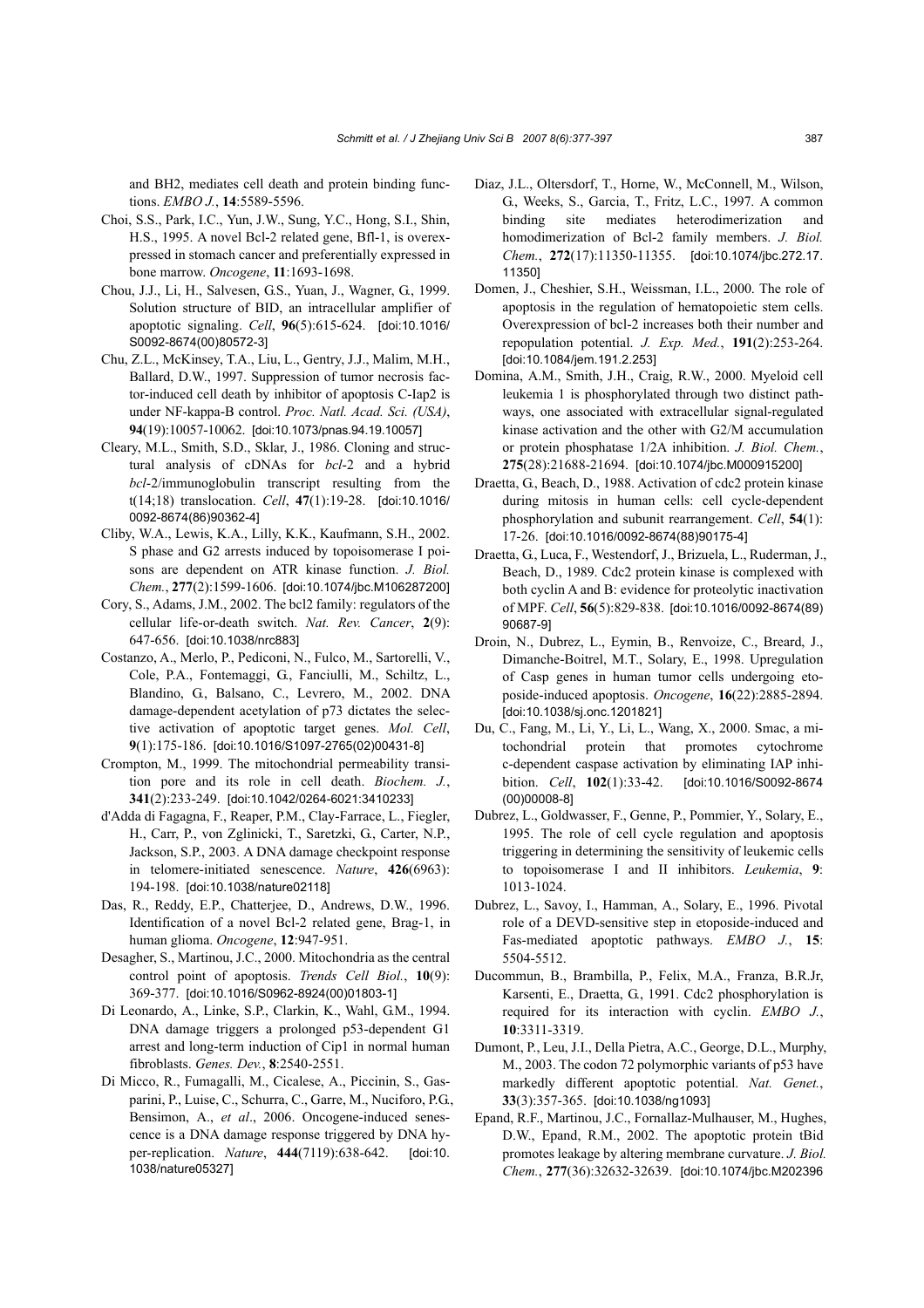and BH2, mediates cell death and protein binding functions. *EMBO J.*, **14**:5589-5596.

Choi, S.S., Park, I.C., Yun, J.W., Sung, Y.C., Hong, S.I., Shin, H.S., 1995. A novel Bcl-2 related gene, Bfl-1, is overexpressed in stomach cancer and preferentially expressed in bone marrow. *Oncogene*, **11**:1693-1698.

Chou, J.J., Li, H., Salvesen, G.S., Yuan, J., Wagner, G., 1999. Solution structure of BID, an intracellular amplifier of apoptotic signaling. *Cell*, **96**(5):615-624. [doi:10.1016/S0092-8674(00)80572-3]

Chu, Z.L., McKinsey, T.A., Liu, L., Gentry, J.J., Malim, M.H., Ballard, D.W., 1997. Suppression of tumor necrosis factor-induced cell death by inhibitor of apoptosis C-Iap2 is under NF-kappa-B control. *Proc. Natl. Acad. Sci. (USA)*, **94**(19):10057-10062. [doi:10.1073/pnas.94.19.10057]

Cleary, M.L., Smith, S.D., Sklar, J., 1986. Cloning and structural analysis of cDNAs for *bcl*-2 and a hybrid *bcl*-2/immunoglobulin transcript resulting from the t(14;18) translocation. *Cell*, **47**(1):19-28. [doi:10.1016/0092-8674(86)90362-4]

Cliby, W.A., Lewis, K.A., Lilly, K.K., Kaufmann, S.H., 2002. S phase and G2 arrests induced by topoisomerase I poisons are dependent on ATR kinase function. *J. Biol. Chem.*, **277**(2):1599-1606. [doi:10.1074/jbc.M106287200]

Cory, S., Adams, J.M., 2002. The bcl2 family: regulators of the cellular life-or-death switch. *Nat. Rev. Cancer*, **2**(9): 647-656. [doi:10.1038/nrc883]

Costanzo, A., Merlo, P., Pediconi, N., Fulco, M., Sartorelli, V., Cole, P.A., Fontemaggi, G., Fanciulli, M., Schiltz, L., Blandino, G., Balsano, C., Levrero, M., 2002. DNA damage-dependent acetylation of p73 dictates the selective activation of apoptotic target genes. *Mol. Cell*, **9**(1):175-186. [doi:10.1016/S1097-2765(02)00431-8]

Crompton, M., 1999. The mitochondrial permeability transition pore and its role in cell death. *Biochem. J.*, **341**(2):233-249. [doi:10.1042/0264-6021:3410233]

d'Adda di Fagagna, F., Reaper, P.M., Clay-Farrace, L., Fiegler, H., Carr, P., von Zglinicki, T., Saretzki, G., Carter, N.P., Jackson, S.P., 2003. A DNA damage checkpoint response in telomere-initiated senescence. *Nature*, **426**(6963): 194-198. [doi:10.1038/nature02118]

Das, R., Reddy, E.P., Chatterjee, D., Andrews, D.W., 1996. Identification of a novel Bcl-2 related gene, Brag-1, in human glioma. *Oncogene*, **12**:947-951.

Desagher, S., Martinou, J.C., 2000. Mitochondria as the central control point of apoptosis. *Trends Cell Biol.*, **10**(9): 369-377. [doi:10.1016/S0962-8924(00)01803-1]

Di Leonardo, A., Linke, S.P., Clarkin, K., Wahl, G.M., 1994. DNA damage triggers a prolonged p53-dependent G1 arrest and long-term induction of Cip1 in normal human fibroblasts. *Genes. Dev.*, **8**:2540-2551.

Di Micco, R., Fumagalli, M., Cicalese, A., Piccinin, S., Gasparini, P., Luise, C., Schurra, C., Garre, M., Nuciforo, P.G., Bensimon, A., *et al*., 2006. Oncogene-induced senescence is a DNA damage response triggered by DNA hyper-replication. *Nature*, **444**(7119):638-642. [doi:10.1038/nature05327]

Diaz, J.L., Oltersdorf, T., Horne, W., McConnell, M., Wilson, G., Weeks, S., Garcia, T., Fritz, L.C., 1997. A common binding site mediates heterodimerization and homodimerization of Bcl-2 family members. *J. Biol. Chem.*, **272**(17):11350-11355. [doi:10.1074/jbc.272.17.11350]

Domen, J., Cheshier, S.H., Weissman, I.L., 2000. The role of apoptosis in the regulation of hematopoietic stem cells. Overexpression of bcl-2 increases both their number and repopulation potential. *J. Exp. Med.*, **191**(2):253-264. [doi:10.1084/jem.191.2.253]

Domina, A.M., Smith, J.H., Craig, R.W., 2000. Myeloid cell leukemia 1 is phosphorylated through two distinct pathways, one associated with extracellular signal-regulated kinase activation and the other with G2/M accumulation or protein phosphatase 1/2A inhibition. *J. Biol. Chem.*, **275**(28):21688-21694. [doi:10.1074/jbc.M000915200]

Draetta, G., Beach, D., 1988. Activation of cdc2 protein kinase during mitosis in human cells: cell cycle-dependent phosphorylation and subunit rearrangement. *Cell*, **54**(1): 17-26. [doi:10.1016/0092-8674(88)90175-4]

Draetta, G., Luca, F., Westendorf, J., Brizuela, L., Ruderman, J., Beach, D., 1989. Cdc2 protein kinase is complexed with both cyclin A and B: evidence for proteolytic inactivation of MPF. *Cell*, **56**(5):829-838. [doi:10.1016/0092-8674(89)90687-9]

Droin, N., Dubrez, L., Eymin, B., Renvoize, C., Breard, J., Dimanche-Boitrel, M.T., Solary, E., 1998. Upregulation of Casp genes in human tumor cells undergoing etoposide-induced apoptosis. *Oncogene*, **16**(22):2885-2894. [doi:10.1038/sj.onc.1201821]

Du, C., Fang, M., Li, Y., Li, L., Wang, X., 2000. Smac, a mitochondrial protein that promotes cytochrome c-dependent caspase activation by eliminating IAP inhibition. *Cell*, **102**(1):33-42. [doi:10.1016/S0092-8674(00)00008-8]

Dubrez, L., Goldwasser, F., Genne, P., Pommier, Y., Solary, E., 1995. The role of cell cycle regulation and apoptosis triggering in determining the sensitivity of leukemic cells to topoisomerase I and II inhibitors. *Leukemia*, **9**: 1013-1024.

Dubrez, L., Savoy, I., Hamman, A., Solary, E., 1996. Pivotal role of a DEVD-sensitive step in etoposide-induced and Fas-mediated apoptotic pathways. *EMBO J.*, **15**: 5504-5512.

Ducommun, B., Brambilla, P., Felix, M.A., Franza, B.R.Jr, Karsenti, E., Draetta, G., 1991. Cdc2 phosphorylation is required for its interaction with cyclin. *EMBO J.*, **10**:3311-3319.

Dumont, P., Leu, J.I., Della Pietra, A.C., George, D.L., Murphy, M., 2003. The codon 72 polymorphic variants of p53 have markedly different apoptotic potential. *Nat. Genet.*, **33**(3):357-365. [doi:10.1038/ng1093]

Epand, R.F., Martinou, J.C., Fornallaz-Mulhauser, M., Hughes, D.W., Epand, R.M., 2002. The apoptotic protein tBid promotes leakage by altering membrane curvature. *J. Biol. Chem.*, **277**(36):32632-32639. [doi:10.1074/jbc.M202396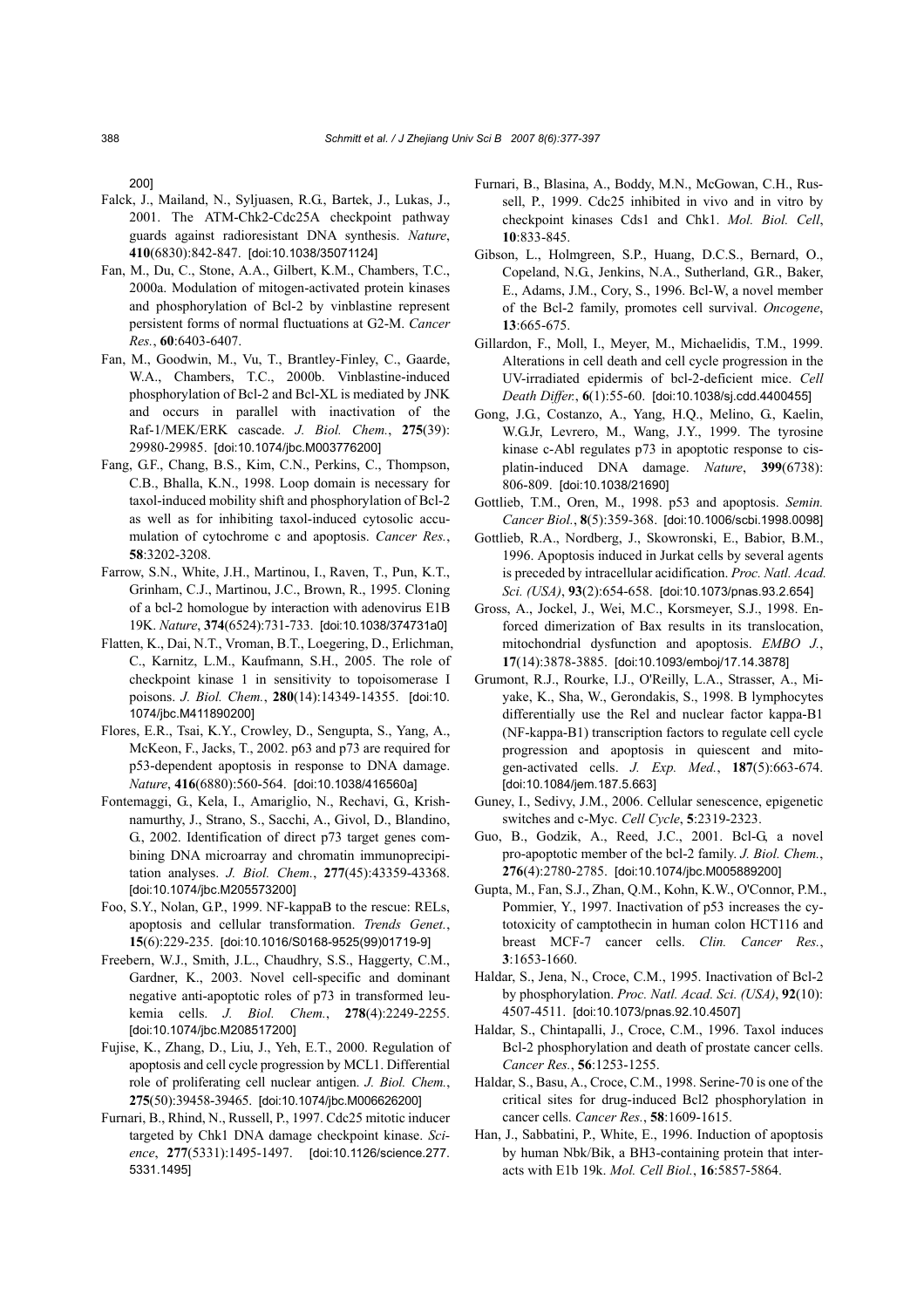200]

Falck, J., Mailand, N., Syljuasen, R.G., Bartek, J., Lukas, J., 2001. The ATM-Chk2-Cdc25A checkpoint pathway guards against radioresistant DNA synthesis. *Nature*, **410**(6830):842-847. [doi:10.1038/35071124]

Fan, M., Du, C., Stone, A.A., Gilbert, K.M., Chambers, T.C., 2000a. Modulation of mitogen-activated protein kinases and phosphorylation of Bcl-2 by vinblastine represent persistent forms of normal fluctuations at G2-M. *Cancer Res.*, **60**:6403-6407.

Fan, M., Goodwin, M., Vu, T., Brantley-Finley, C., Gaarde, W.A., Chambers, T.C., 2000b. Vinblastine-induced phosphorylation of Bcl-2 and Bcl-XL is mediated by JNK and occurs in parallel with inactivation of the Raf-1/MEK/ERK cascade. *J. Biol. Chem.*, **275**(39): 29980-29985. [doi:10.1074/jbc.M003776200]

Fang, G.F., Chang, B.S., Kim, C.N., Perkins, C., Thompson, C.B., Bhalla, K.N., 1998. Loop domain is necessary for taxol-induced mobility shift and phosphorylation of Bcl-2 as well as for inhibiting taxol-induced cytosolic accumulation of cytochrome c and apoptosis. *Cancer Res.*, **58**:3202-3208.

Farrow, S.N., White, J.H., Martinou, I., Raven, T., Pun, K.T., Grinham, C.J., Martinou, J.C., Brown, R., 1995. Cloning of a bcl-2 homologue by interaction with adenovirus E1B 19K. *Nature*, **374**(6524):731-733. [doi:10.1038/374731a0]

Flatten, K., Dai, N.T., Vroman, B.T., Loegering, D., Erlichman, C., Karnitz, L.M., Kaufmann, S.H., 2005. The role of checkpoint kinase 1 in sensitivity to topoisomerase I poisons. *J. Biol. Chem.*, **280**(14):14349-14355. [doi:10.1074/jbc.M411890200]

Flores, E.R., Tsai, K.Y., Crowley, D., Sengupta, S., Yang, A., McKeon, F., Jacks, T., 2002. p63 and p73 are required for p53-dependent apoptosis in response to DNA damage. *Nature*, **416**(6880):560-564. [doi:10.1038/416560a]

Fontemaggi, G., Kela, I., Amariglio, N., Rechavi, G., Krishnamurthy, J., Strano, S., Sacchi, A., Givol, D., Blandino, G., 2002. Identification of direct p73 target genes combining DNA microarray and chromatin immunoprecipitation analyses. *J. Biol. Chem.*, **277**(45):43359-43368. [doi:10.1074/jbc.M205573200]

Foo, S.Y., Nolan, G.P., 1999. NF-kappaB to the rescue: RELs, apoptosis and cellular transformation. *Trends Genet.*, **15**(6):229-235. [doi:10.1016/S0168-9525(99)01719-9]

Freebern, W.J., Smith, J.L., Chaudhry, S.S., Haggerty, C.M., Gardner, K., 2003. Novel cell-specific and dominant negative anti-apoptotic roles of p73 in transformed leukemia cells. *J. Biol. Chem.*, **278**(4):2249-2255. [doi:10.1074/jbc.M208517200]

Fujise, K., Zhang, D., Liu, J., Yeh, E.T., 2000. Regulation of apoptosis and cell cycle progression by MCL1. Differential role of proliferating cell nuclear antigen. *J. Biol. Chem.*, **275**(50):39458-39465. [doi:10.1074/jbc.M006626200]

Furnari, B., Rhind, N., Russell, P., 1997. Cdc25 mitotic inducer targeted by Chk1 DNA damage checkpoint kinase. *Science*, **277**(5331):1495-1497. [doi:10.1126/science.277.5331.1495]

Furnari, B., Blasina, A., Boddy, M.N., McGowan, C.H., Russell, P., 1999. Cdc25 inhibited in vivo and in vitro by checkpoint kinases Cds1 and Chk1. *Mol. Biol. Cell*, **10**:833-845.

Gibson, L., Holmgreen, S.P., Huang, D.C.S., Bernard, O., Copeland, N.G., Jenkins, N.A., Sutherland, G.R., Baker, E., Adams, J.M., Cory, S., 1996. Bcl-W, a novel member of the Bcl-2 family, promotes cell survival. *Oncogene*, **13**:665-675.

Gillardon, F., Moll, I., Meyer, M., Michaelidis, T.M., 1999. Alterations in cell death and cell cycle progression in the UV-irradiated epidermis of bcl-2-deficient mice. *Cell Death Differ.*, **6**(1):55-60. [doi:10.1038/sj.cdd.4400455]

Gong, J.G., Costanzo, A., Yang, H.Q., Melino, G., Kaelin, W.G.Jr, Levrero, M., Wang, J.Y., 1999. The tyrosine kinase c-Abl regulates p73 in apoptotic response to cisplatin-induced DNA damage. *Nature*, **399**(6738): 806-809. [doi:10.1038/21690]

Gottlieb, T.M., Oren, M., 1998. p53 and apoptosis. *Semin. Cancer Biol.*, **8**(5):359-368. [doi:10.1006/scbi.1998.0098]

Gottlieb, R.A., Nordberg, J., Skowronski, E., Babior, B.M., 1996. Apoptosis induced in Jurkat cells by several agents is preceded by intracellular acidification. *Proc. Natl. Acad. Sci. (USA)*, **93**(2):654-658. [doi:10.1073/pnas.93.2.654]

Gross, A., Jockel, J., Wei, M.C., Korsmeyer, S.J., 1998. Enforced dimerization of Bax results in its translocation, mitochondrial dysfunction and apoptosis. *EMBO J.*, **17**(14):3878-3885. [doi:10.1093/emboj/17.14.3878]

Grumont, R.J., Rourke, I.J., O'Reilly, L.A., Strasser, A., Miyake, K., Sha, W., Gerondakis, S., 1998. B lymphocytes differentially use the Rel and nuclear factor kappa-B1 (NF-kappa-B1) transcription factors to regulate cell cycle progression and apoptosis in quiescent and mitogen-activated cells. *J. Exp. Med.*, **187**(5):663-674. [doi:10.1084/jem.187.5.663]

Guney, I., Sedivy, J.M., 2006. Cellular senescence, epigenetic switches and c-Myc. *Cell Cycle*, **5**:2319-2323.

Guo, B., Godzik, A., Reed, J.C., 2001. Bcl-G, a novel pro-apoptotic member of the bcl-2 family. *J. Biol. Chem.*, **276**(4):2780-2785. [doi:10.1074/jbc.M005889200]

Gupta, M., Fan, S.J., Zhan, Q.M., Kohn, K.W., O'Connor, P.M., Pommier, Y., 1997. Inactivation of p53 increases the cytotoxicity of camptothecin in human colon HCT116 and breast MCF-7 cancer cells. *Clin. Cancer Res.*, **3**:1653-1660.

Haldar, S., Jena, N., Croce, C.M., 1995. Inactivation of Bcl-2 by phosphorylation. *Proc. Natl. Acad. Sci. (USA)*, **92**(10): 4507-4511. [doi:10.1073/pnas.92.10.4507]

Haldar, S., Chintapalli, J., Croce, C.M., 1996. Taxol induces Bcl-2 phosphorylation and death of prostate cancer cells. *Cancer Res.*, **56**:1253-1255.

Haldar, S., Basu, A., Croce, C.M., 1998. Serine-70 is one of the critical sites for drug-induced Bcl2 phosphorylation in cancer cells. *Cancer Res.*, **58**:1609-1615.

Han, J., Sabbatini, P., White, E., 1996. Induction of apoptosis by human Nbk/Bik, a BH3-containing protein that interacts with E1b 19k. *Mol. Cell Biol.*, **16**:5857-5864.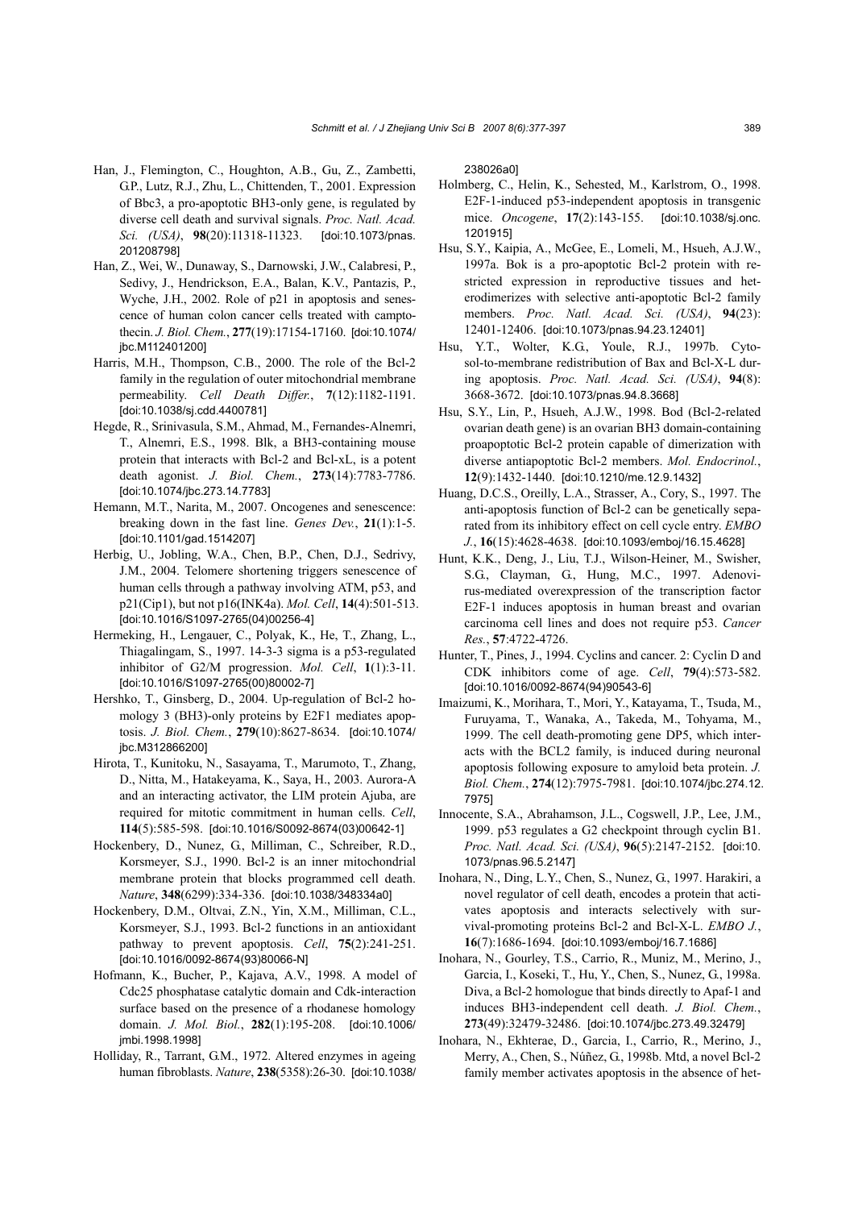Han, J., Flemington, C., Houghton, A.B., Gu, Z., Zambetti, G.P., Lutz, R.J., Zhu, L., Chittenden, T., 2001. Expression of Bbc3, a pro-apoptotic BH3-only gene, is regulated by diverse cell death and survival signals. *Proc. Natl. Acad. Sci. (USA)*, **98**(20):11318-11323. [doi:10.1073/pnas.201208798]

Han, Z., Wei, W., Dunaway, S., Darnowski, J.W., Calabresi, P., Sedivy, J., Hendrickson, E.A., Balan, K.V., Pantazis, P., Wyche, J.H., 2002. Role of p21 in apoptosis and senescence of human colon cancer cells treated with camptothecin. *J. Biol. Chem.*, **277**(19):17154-17160. [doi:10.1074/jbc.M112401200]

Harris, M.H., Thompson, C.B., 2000. The role of the Bcl-2 family in the regulation of outer mitochondrial membrane permeability. *Cell Death Differ.*, **7**(12):1182-1191. [doi:10.1038/sj.cdd.4400781]

Hegde, R., Srinivasula, S.M., Ahmad, M., Fernandes-Alnemri, T., Alnemri, E.S., 1998. Blk, a BH3-containing mouse protein that interacts with Bcl-2 and Bcl-xL, is a potent death agonist. *J. Biol. Chem.*, **273**(14):7783-7786. [doi:10.1074/jbc.273.14.7783]

Hemann, M.T., Narita, M., 2007. Oncogenes and senescence: breaking down in the fast line. *Genes Dev.*, **21**(1):1-5. [doi:10.1101/gad.1514207]

Herbig, U., Jobling, W.A., Chen, B.P., Chen, D.J., Sedrivy, J.M., 2004. Telomere shortening triggers senescence of human cells through a pathway involving ATM, p53, and p21(Cip1), but not p16(INK4a). *Mol. Cell*, **14**(4):501-513. [doi:10.1016/S1097-2765(04)00256-4]

Hermeking, H., Lengauer, C., Polyak, K., He, T., Zhang, L., Thiagalingam, S., 1997. 14-3-3 sigma is a p53-regulated inhibitor of G2/M progression. *Mol. Cell*, **1**(1):3-11. [doi:10.1016/S1097-2765(00)80002-7]

Hershko, T., Ginsberg, D., 2004. Up-regulation of Bcl-2 homology 3 (BH3)-only proteins by E2F1 mediates apoptosis. *J. Biol. Chem.*, **279**(10):8627-8634. [doi:10.1074/jbc.M312866200]

Hirota, T., Kunitoku, N., Sasayama, T., Marumoto, T., Zhang, D., Nitta, M., Hatakeyama, K., Saya, H., 2003. Aurora-A and an interacting activator, the LIM protein Ajuba, are required for mitotic commitment in human cells. *Cell*, **114**(5):585-598. [doi:10.1016/S0092-8674(03)00642-1]

Hockenbery, D., Nunez, G., Milliman, C., Schreiber, R.D., Korsmeyer, S.J., 1990. Bcl-2 is an inner mitochondrial membrane protein that blocks programmed cell death. *Nature*, **348**(6299):334-336. [doi:10.1038/348334a0]

Hockenbery, D.M., Oltvai, Z.N., Yin, X.M., Milliman, C.L., Korsmeyer, S.J., 1993. Bcl-2 functions in an antioxidant pathway to prevent apoptosis. *Cell*, **75**(2):241-251. [doi:10.1016/0092-8674(93)80066-N]

Hofmann, K., Bucher, P., Kajava, A.V., 1998. A model of Cdc25 phosphatase catalytic domain and Cdk-interaction surface based on the presence of a rhodanese homology domain. *J. Mol. Biol.*, **282**(1):195-208. [doi:10.1006/jmbi.1998.1998]

Holliday, R., Tarrant, G.M., 1972. Altered enzymes in ageing human fibroblasts. *Nature*, **238**(5358):26-30. [doi:10.1038/238026a0]

Holmberg, C., Helin, K., Sehested, M., Karlstrom, O., 1998. E2F-1-induced p53-independent apoptosis in transgenic mice. *Oncogene*, **17**(2):143-155. [doi:10.1038/sj.onc.1201915]

Hsu, S.Y., Kaipia, A., McGee, E., Lomeli, M., Hsueh, A.J.W., 1997a. Bok is a pro-apoptotic Bcl-2 protein with restricted expression in reproductive tissues and heterodimerizes with selective anti-apoptotic Bcl-2 family members. *Proc. Natl. Acad. Sci. (USA)*, **94**(23):12401-12406. [doi:10.1073/pnas.94.23.12401]

Hsu, Y.T., Wolter, K.G., Youle, R.J., 1997b. Cytosol-to-membrane redistribution of Bax and Bcl-X-L during apoptosis. *Proc. Natl. Acad. Sci. (USA)*, **94**(8):3668-3672. [doi:10.1073/pnas.94.8.3668]

Hsu, S.Y., Lin, P., Hsueh, A.J.W., 1998. Bod (Bcl-2-related ovarian death gene) is an ovarian BH3 domain-containing proapoptotic Bcl-2 protein capable of dimerization with diverse antiapoptotic Bcl-2 members. *Mol. Endocrinol.*, **12**(9):1432-1440. [doi:10.1210/me.12.9.1432]

Huang, D.C.S., Oreilly, L.A., Strasser, A., Cory, S., 1997. The anti-apoptosis function of Bcl-2 can be genetically separated from its inhibitory effect on cell cycle entry. *EMBO J.*, **16**(15):4628-4638. [doi:10.1093/emboj/16.15.4628]

Hunt, K.K., Deng, J., Liu, T.J., Wilson-Heiner, M., Swisher, S.G., Clayman, G., Hung, M.C., 1997. Adenovirus-mediated overexpression of the transcription factor E2F-1 induces apoptosis in human breast and ovarian carcinoma cell lines and does not require p53. *Cancer Res.*, **57**:4722-4726.

Hunter, T., Pines, J., 1994. Cyclins and cancer. 2: Cyclin D and CDK inhibitors come of age. *Cell*, **79**(4):573-582. [doi:10.1016/0092-8674(94)90543-6]

Imaizumi, K., Morihara, T., Mori, Y., Katayama, T., Tsuda, M., Furuyama, T., Wanaka, A., Takeda, M., Tohyama, M., 1999. The cell death-promoting gene DP5, which interacts with the BCL2 family, is induced during neuronal apoptosis following exposure to amyloid beta protein. *J. Biol. Chem.*, **274**(12):7975-7981. [doi:10.1074/jbc.274.12.7975]

Innocente, S.A., Abrahamson, J.L., Cogswell, J.P., Lee, J.M., 1999. p53 regulates a G2 checkpoint through cyclin B1. *Proc. Natl. Acad. Sci. (USA)*, **96**(5):2147-2152. [doi:10.1073/pnas.96.5.2147]

Inohara, N., Ding, L.Y., Chen, S., Nunez, G., 1997. Harakiri, a novel regulator of cell death, encodes a protein that activates apoptosis and interacts selectively with survival-promoting proteins Bcl-2 and Bcl-X-L. *EMBO J.*, **16**(7):1686-1694. [doi:10.1093/emboj/16.7.1686]

Inohara, N., Gourley, T.S., Carrio, R., Muniz, M., Merino, J., Garcia, I., Koseki, T., Hu, Y., Chen, S., Nunez, G., 1998a. Diva, a Bcl-2 homologue that binds directly to Apaf-1 and induces BH3-independent cell death. *J. Biol. Chem.*, **273**(49):32479-32486. [doi:10.1074/jbc.273.49.32479]

Inohara, N., Ekhterae, D., Garcia, I., Carrio, R., Merino, J., Merry, A., Chen, S., Núñez, G., 1998b. Mtd, a novel Bcl-2 family member activates apoptosis in the absence of het-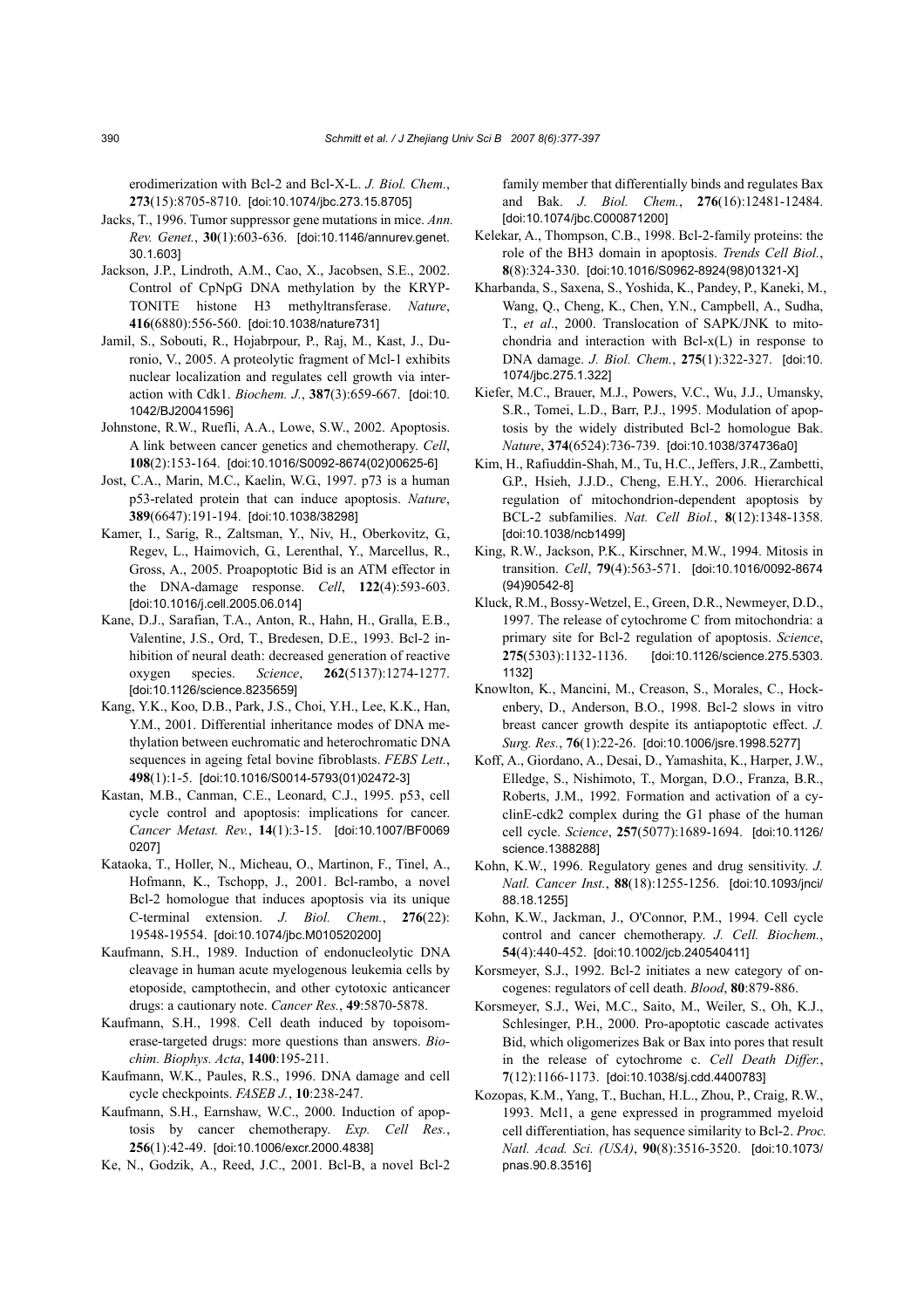erodimerization with Bcl-2 and Bcl-X-L. *J. Biol. Chem.*, **273**(15):8705-8710. [doi:10.1074/jbc.273.15.8705]

Jacks, T., 1996. Tumor suppressor gene mutations in mice. *Ann. Rev. Genet.*, **30**(1):603-636. [doi:10.1146/annurev.genet.30.1.603]

Jackson, J.P., Lindroth, A.M., Cao, X., Jacobsen, S.E., 2002. Control of CpNpG DNA methylation by the KRYPTONITE histone H3 methyltransferase. *Nature*, **416**(6880):556-560. [doi:10.1038/nature731]

Jamil, S., Sobouti, R., Hojabrpour, P., Raj, M., Kast, J., Duronio, V., 2005. A proteolytic fragment of Mcl-1 exhibits nuclear localization and regulates cell growth via interaction with Cdk1. *Biochem. J.*, **387**(3):659-667. [doi:10.1042/BJ20041596]

Johnstone, R.W., Ruefli, A.A., Lowe, S.W., 2002. Apoptosis. A link between cancer genetics and chemotherapy. *Cell*, **108**(2):153-164. [doi:10.1016/S0092-8674(02)00625-6]

Jost, C.A., Marin, M.C., Kaelin, W.G., 1997. p73 is a human p53-related protein that can induce apoptosis. *Nature*, **389**(6647):191-194. [doi:10.1038/38298]

Kamer, I., Sarig, R., Zaltsman, Y., Niv, H., Oberkovitz, G., Regev, L., Haimovich, G., Lerenthal, Y., Marcellus, R., Gross, A., 2005. Proapoptotic Bid is an ATM effector in the DNA-damage response. *Cell*, **122**(4):593-603. [doi:10.1016/j.cell.2005.06.014]

Kane, D.J., Sarafian, T.A., Anton, R., Hahn, H., Gralla, E.B., Valentine, J.S., Ord, T., Bredesen, D.E., 1993. Bcl-2 inhibition of neural death: decreased generation of reactive oxygen species. *Science*, **262**(5137):1274-1277. [doi:10.1126/science.8235659]

Kang, Y.K., Koo, D.B., Park, J.S., Choi, Y.H., Lee, K.K., Han, Y.M., 2001. Differential inheritance modes of DNA methylation between euchromatic and heterochromatic DNA sequences in ageing fetal bovine fibroblasts. *FEBS Lett.*, **498**(1):1-5. [doi:10.1016/S0014-5793(01)02472-3]

Kastan, M.B., Canman, C.E., Leonard, C.J., 1995. p53, cell cycle control and apoptosis: implications for cancer. *Cancer Metast. Rev.*, **14**(1):3-15. [doi:10.1007/BF00690207]

Kataoka, T., Holler, N., Micheau, O., Martinon, F., Tinel, A., Hofmann, K., Tschopp, J., 2001. Bcl-rambo, a novel Bcl-2 homologue that induces apoptosis via its unique C-terminal extension. *J. Biol. Chem.*, **276**(22):19548-19554. [doi:10.1074/jbc.M010520200]

Kaufmann, S.H., 1989. Induction of endonucleolytic DNA cleavage in human acute myelogenous leukemia cells by etoposide, camptothecin, and other cytotoxic anticancer drugs: a cautionary note. *Cancer Res.*, **49**:5870-5878.

Kaufmann, S.H., 1998. Cell death induced by topoisomerase-targeted drugs: more questions than answers. *Biochim. Biophys. Acta*, **1400**:195-211.

Kaufmann, W.K., Paules, R.S., 1996. DNA damage and cell cycle checkpoints. *FASEB J.*, **10**:238-247.

Kaufmann, S.H., Earnshaw, W.C., 2000. Induction of apoptosis by cancer chemotherapy. *Exp. Cell Res.*, **256**(1):42-49. [doi:10.1006/excr.2000.4838]

Ke, N., Godzik, A., Reed, J.C., 2001. Bcl-B, a novel Bcl-2 family member that differentially binds and regulates Bax and Bak. *J. Biol. Chem.*, **276**(16):12481-12484. [doi:10.1074/jbc.C000871200]

Kelekar, A., Thompson, C.B., 1998. Bcl-2-family proteins: the role of the BH3 domain in apoptosis. *Trends Cell Biol.*, **8**(8):324-330. [doi:10.1016/S0962-8924(98)01321-X]

Kharbanda, S., Saxena, S., Yoshida, K., Pandey, P., Kaneki, M., Wang, Q., Cheng, K., Chen, Y.N., Campbell, A., Sudha, T., *et al*., 2000. Translocation of SAPK/JNK to mitochondria and interaction with Bcl-x(L) in response to DNA damage. *J. Biol. Chem.*, **275**(1):322-327. [doi:10.1074/jbc.275.1.322]

Kiefer, M.C., Brauer, M.J., Powers, V.C., Wu, J.J., Umansky, S.R., Tomei, L.D., Barr, P.J., 1995. Modulation of apoptosis by the widely distributed Bcl-2 homologue Bak. *Nature*, **374**(6524):736-739. [doi:10.1038/374736a0]

Kim, H., Rafiuddin-Shah, M., Tu, H.C., Jeffers, J.R., Zambetti, G.P., Hsieh, J.J.D., Cheng, E.H.Y., 2006. Hierarchical regulation of mitochondrion-dependent apoptosis by BCL-2 subfamilies. *Nat. Cell Biol.*, **8**(12):1348-1358. [doi:10.1038/ncb1499]

King, R.W., Jackson, P.K., Kirschner, M.W., 1994. Mitosis in transition. *Cell*, **79**(4):563-571. [doi:10.1016/0092-8674(94)90542-8]

Kluck, R.M., Bossy-Wetzel, E., Green, D.R., Newmeyer, D.D., 1997. The release of cytochrome C from mitochondria: a primary site for Bcl-2 regulation of apoptosis. *Science*, **275**(5303):1132-1136. [doi:10.1126/science.275.5303.1132]

Knowlton, K., Mancini, M., Creason, S., Morales, C., Hockenbery, D., Anderson, B.O., 1998. Bcl-2 slows in vitro breast cancer growth despite its antiapoptotic effect. *J. Surg. Res.*, **76**(1):22-26. [doi:10.1006/jsre.1998.5277]

Koff, A., Giordano, A., Desai, D., Yamashita, K., Harper, J.W., Elledge, S., Nishimoto, T., Morgan, D.O., Franza, B.R., Roberts, J.M., 1992. Formation and activation of a cyclinE-cdk2 complex during the G1 phase of the human cell cycle. *Science*, **257**(5077):1689-1694. [doi:10.1126/science.1388288]

Kohn, K.W., 1996. Regulatory genes and drug sensitivity. *J. Natl. Cancer Inst.*, **88**(18):1255-1256. [doi:10.1093/jnci/88.18.1255]

Kohn, K.W., Jackman, J., O'Connor, P.M., 1994. Cell cycle control and cancer chemotherapy. *J. Cell. Biochem.*, **54**(4):440-452. [doi:10.1002/jcb.240540411]

Korsmeyer, S.J., 1992. Bcl-2 initiates a new category of oncogenes: regulators of cell death. *Blood*, **80**:879-886.

Korsmeyer, S.J., Wei, M.C., Saito, M., Weiler, S., Oh, K.J., Schlesinger, P.H., 2000. Pro-apoptotic cascade activates Bid, which oligomerizes Bak or Bax into pores that result in the release of cytochrome c. *Cell Death Differ.*, **7**(12):1166-1173. [doi:10.1038/sj.cdd.4400783]

Kozopas, K.M., Yang, T., Buchan, H.L., Zhou, P., Craig, R.W., 1993. Mcl1, a gene expressed in programmed myeloid cell differentiation, has sequence similarity to Bcl-2. *Proc. Natl. Acad. Sci. (USA)*, **90**(8):3516-3520. [doi:10.1073/pnas.90.8.3516]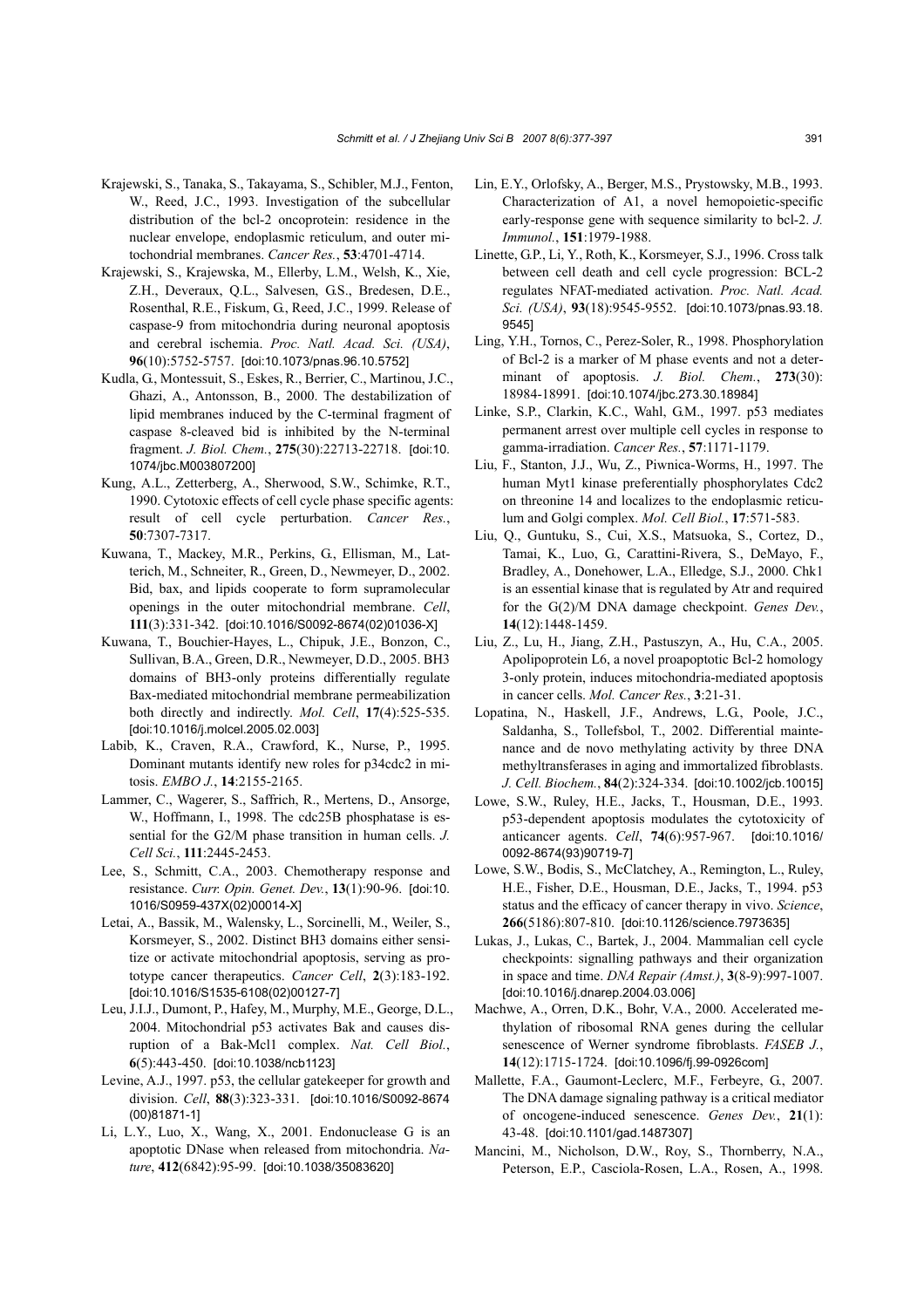Krajewski, S., Tanaka, S., Takayama, S., Schibler, M.J., Fenton, W., Reed, J.C., 1993. Investigation of the subcellular distribution of the bcl-2 oncoprotein: residence in the nuclear envelope, endoplasmic reticulum, and outer mitochondrial membranes. *Cancer Res.*, **53**:4701-4714.

Krajewski, S., Krajewska, M., Ellerby, L.M., Welsh, K., Xie, Z.H., Deveraux, Q.L., Salvesen, G.S., Bredesen, D.E., Rosenthal, R.E., Fiskum, G., Reed, J.C., 1999. Release of caspase-9 from mitochondria during neuronal apoptosis and cerebral ischemia. *Proc. Natl. Acad. Sci. (USA)*, **96**(10):5752-5757. [doi:10.1073/pnas.96.10.5752]

Kudla, G., Montessuit, S., Eskes, R., Berrier, C., Martinou, J.C., Ghazi, A., Antonsson, B., 2000. The destabilization of lipid membranes induced by the C-terminal fragment of caspase 8-cleaved bid is inhibited by the N-terminal fragment. *J. Biol. Chem.*, **275**(30):22713-22718. [doi:10.1074/jbc.M003807200]

Kung, A.L., Zetterberg, A., Sherwood, S.W., Schimke, R.T., 1990. Cytotoxic effects of cell cycle phase specific agents: result of cell cycle perturbation. *Cancer Res.*, **50**:7307-7317.

Kuwana, T., Mackey, M.R., Perkins, G., Ellisman, M., Latterich, M., Schneiter, R., Green, D., Newmeyer, D., 2002. Bid, bax, and lipids cooperate to form supramolecular openings in the outer mitochondrial membrane. *Cell*, **111**(3):331-342. [doi:10.1016/S0092-8674(02)01036-X]

Kuwana, T., Bouchier-Hayes, L., Chipuk, J.E., Bonzon, C., Sullivan, B.A., Green, D.R., Newmeyer, D.D., 2005. BH3 domains of BH3-only proteins differentially regulate Bax-mediated mitochondrial membrane permeabilization both directly and indirectly. *Mol. Cell*, **17**(4):525-535. [doi:10.1016/j.molcel.2005.02.003]

Labib, K., Craven, R.A., Crawford, K., Nurse, P., 1995. Dominant mutants identify new roles for p34cdc2 in mitosis. *EMBO J.*, **14**:2155-2165.

Lammer, C., Wagerer, S., Saffrich, R., Mertens, D., Ansorge, W., Hoffmann, I., 1998. The cdc25B phosphatase is essential for the G2/M phase transition in human cells. *J. Cell Sci.*, **111**:2445-2453.

Lee, S., Schmitt, C.A., 2003. Chemotherapy response and resistance. *Curr. Opin. Genet. Dev.*, **13**(1):90-96. [doi:10.1016/S0959-437X(02)00014-X]

Letai, A., Bassik, M., Walensky, L., Sorcinelli, M., Weiler, S., Korsmeyer, S., 2002. Distinct BH3 domains either sensitize or activate mitochondrial apoptosis, serving as prototype cancer therapeutics. *Cancer Cell*, **2**(3):183-192. [doi:10.1016/S1535-6108(02)00127-7]

Leu, J.I.J., Dumont, P., Hafey, M., Murphy, M.E., George, D.L., 2004. Mitochondrial p53 activates Bak and causes disruption of a Bak-Mcl1 complex. *Nat. Cell Biol.*, **6**(5):443-450. [doi:10.1038/ncb1123]

Levine, A.J., 1997. p53, the cellular gatekeeper for growth and division. *Cell*, **88**(3):323-331. [doi:10.1016/S0092-8674(00)81871-1]

Li, L.Y., Luo, X., Wang, X., 2001. Endonuclease G is an apoptotic DNase when released from mitochondria. *Nature*, **412**(6842):95-99. [doi:10.1038/35083620]

Lin, E.Y., Orlofsky, A., Berger, M.S., Prystowsky, M.B., 1993. Characterization of A1, a novel hemopoietic-specific early-response gene with sequence similarity to bcl-2. *J. Immunol.*, **151**:1979-1988.

Linette, G.P., Li, Y., Roth, K., Korsmeyer, S.J., 1996. Cross talk between cell death and cell cycle progression: BCL-2 regulates NFAT-mediated activation. *Proc. Natl. Acad. Sci. (USA)*, **93**(18):9545-9552. [doi:10.1073/pnas.93.18.9545]

Ling, Y.H., Tornos, C., Perez-Soler, R., 1998. Phosphorylation of Bcl-2 is a marker of M phase events and not a determinant of apoptosis. *J. Biol. Chem.*, **273**(30):18984-18991. [doi:10.1074/jbc.273.30.18984]

Linke, S.P., Clarkin, K.C., Wahl, G.M., 1997. p53 mediates permanent arrest over multiple cell cycles in response to gamma-irradiation. *Cancer Res.*, **57**:1171-1179.

Liu, F., Stanton, J.J., Wu, Z., Piwnica-Worms, H., 1997. The human Myt1 kinase preferentially phosphorylates Cdc2 on threonine 14 and localizes to the endoplasmic reticulum and Golgi complex. *Mol. Cell Biol.*, **17**:571-583.

Liu, Q., Guntuku, S., Cui, X.S., Matsuoka, S., Cortez, D., Tamai, K., Luo, G., Carattini-Rivera, S., DeMayo, F., Bradley, A., Donehower, L.A., Elledge, S.J., 2000. Chk1 is an essential kinase that is regulated by Atr and required for the G(2)/M DNA damage checkpoint. *Genes Dev.*, **14**(12):1448-1459.

Liu, Z., Lu, H., Jiang, Z.H., Pastuszyn, A., Hu, C.A., 2005. Apolipoprotein L6, a novel proapoptotic Bcl-2 homology 3-only protein, induces mitochondria-mediated apoptosis in cancer cells. *Mol. Cancer Res.*, **3**:21-31.

Lopatina, N., Haskell, J.F., Andrews, L.G., Poole, J.C., Saldanha, S., Tollefsbol, T., 2002. Differential maintenance and de novo methylating activity by three DNA methyltransferases in aging and immortalized fibroblasts. *J. Cell. Biochem.*, **84**(2):324-334. [doi:10.1002/jcb.10015]

Lowe, S.W., Ruley, H.E., Jacks, T., Housman, D.E., 1993. p53-dependent apoptosis modulates the cytotoxicity of anticancer agents. *Cell*, **74**(6):957-967. [doi:10.1016/0092-8674(93)90719-7]

Lowe, S.W., Bodis, S., McClatchey, A., Remington, L., Ruley, H.E., Fisher, D.E., Housman, D.E., Jacks, T., 1994. p53 status and the efficacy of cancer therapy in vivo. *Science*, **266**(5186):807-810. [doi:10.1126/science.7973635]

Lukas, J., Lukas, C., Bartek, J., 2004. Mammalian cell cycle checkpoints: signalling pathways and their organization in space and time. *DNA Repair (Amst.)*, **3**(8-9):997-1007. [doi:10.1016/j.dnarep.2004.03.006]

Machwe, A., Orren, D.K., Bohr, V.A., 2000. Accelerated methylation of ribosomal RNA genes during the cellular senescence of Werner syndrome fibroblasts. *FASEB J.*, **14**(12):1715-1724. [doi:10.1096/fj.99-0926com]

Mallette, F.A., Gaumont-Leclerc, M.F., Ferbeyre, G., 2007. The DNA damage signaling pathway is a critical mediator of oncogene-induced senescence. *Genes Dev.*, **21**(1):43-48. [doi:10.1101/gad.1487307]

Mancini, M., Nicholson, D.W., Roy, S., Thornberry, N.A., Peterson, E.P., Casciola-Rosen, L.A., Rosen, A., 1998.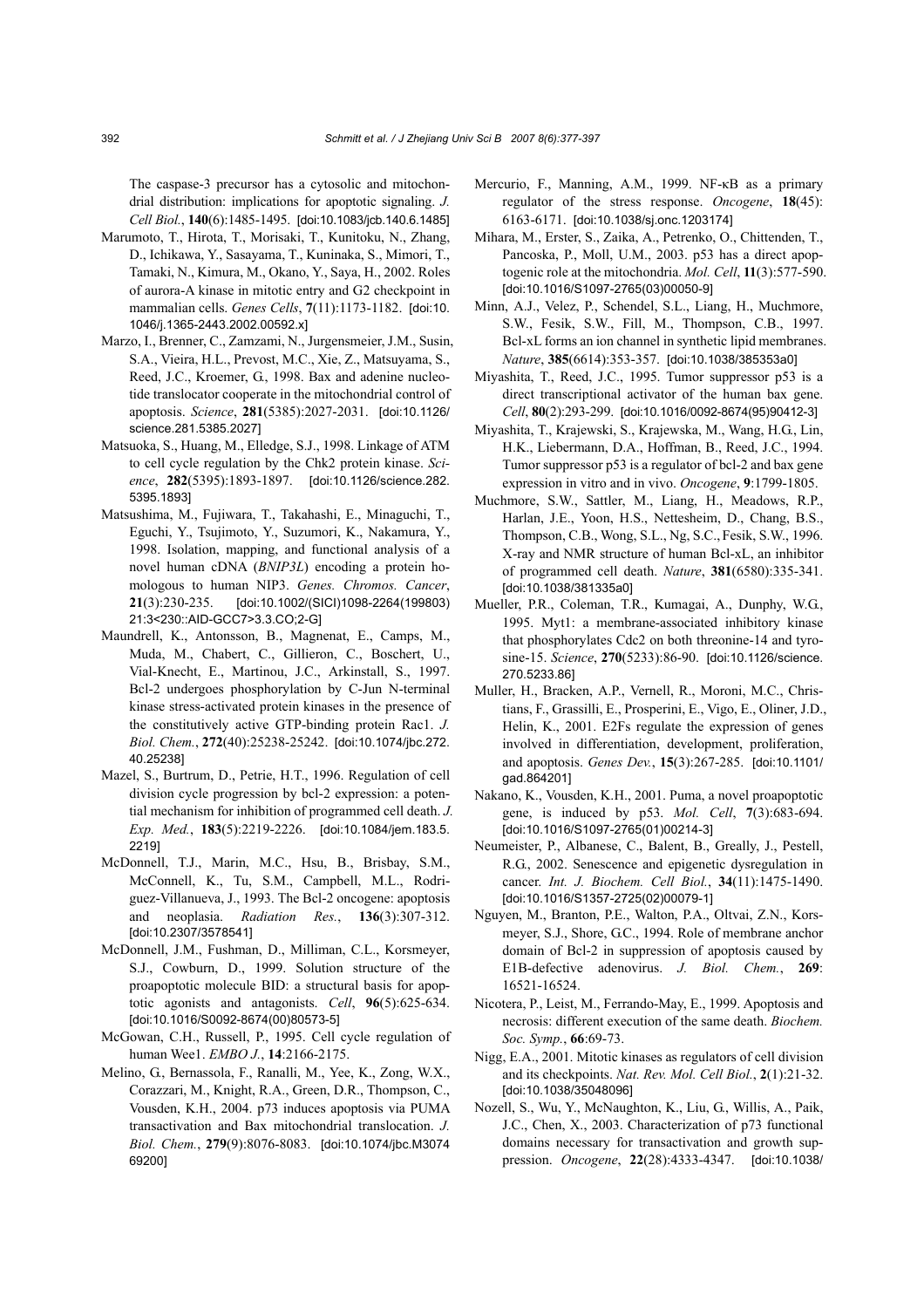The caspase-3 precursor has a cytosolic and mitochondrial distribution: implications for apoptotic signaling. *J. Cell Biol.*, **140**(6):1485-1495. [doi:10.1083/jcb.140.6.1485]

Marumoto, T., Hirota, T., Morisaki, T., Kunitoku, N., Zhang, D., Ichikawa, Y., Sasayama, T., Kuninaka, S., Mimori, T., Tamaki, N., Kimura, M., Okano, Y., Saya, H., 2002. Roles of aurora-A kinase in mitotic entry and G2 checkpoint in mammalian cells. *Genes Cells*, **7**(11):1173-1182. [doi:10.1046/j.1365-2443.2002.00592.x]

Marzo, I., Brenner, C., Zamzami, N., Jurgensmeier, J.M., Susin, S.A., Vieira, H.L., Prevost, M.C., Xie, Z., Matsuyama, S., Reed, J.C., Kroemer, G., 1998. Bax and adenine nucleotide translocator cooperate in the mitochondrial control of apoptosis. *Science*, **281**(5385):2027-2031. [doi:10.1126/science.281.5385.2027]

Matsuoka, S., Huang, M., Elledge, S.J., 1998. Linkage of ATM to cell cycle regulation by the Chk2 protein kinase. *Science*, **282**(5395):1893-1897. [doi:10.1126/science.282.5395.1893]

Matsushima, M., Fujiwara, T., Takahashi, E., Minaguchi, T., Eguchi, Y., Tsujimoto, Y., Suzumori, K., Nakamura, Y., 1998. Isolation, mapping, and functional analysis of a novel human cDNA (*BNIP3L*) encoding a protein homologous to human NIP3. *Genes. Chromos. Cancer*, **21**(3):230-235. [doi:10.1002/(SICI)1098-2264(199803)21:3<230::AID-GCC7>3.3.CO;2-G]

Maundrell, K., Antonsson, B., Magnenat, E., Camps, M., Muda, M., Chabert, C., Gillieron, C., Boschert, U., Vial-Knecht, E., Martinou, J.C., Arkinstall, S., 1997. Bcl-2 undergoes phosphorylation by C-Jun N-terminal kinase stress-activated protein kinases in the presence of the constitutively active GTP-binding protein Rac1. *J. Biol. Chem.*, **272**(40):25238-25242. [doi:10.1074/jbc.272.40.25238]

Mazel, S., Burtrum, D., Petrie, H.T., 1996. Regulation of cell division cycle progression by bcl-2 expression: a potential mechanism for inhibition of programmed cell death. *J. Exp. Med.*, **183**(5):2219-2226. [doi:10.1084/jem.183.5.2219]

McDonnell, T.J., Marin, M.C., Hsu, B., Brisbay, S.M., McConnell, K., Tu, S.M., Campbell, M.L., Rodriguez-Villanueva, J., 1993. The Bcl-2 oncogene: apoptosis and neoplasia. *Radiation Res.*, **136**(3):307-312. [doi:10.2307/3578541]

McDonnell, J.M., Fushman, D., Milliman, C.L., Korsmeyer, S.J., Cowburn, D., 1999. Solution structure of the proapoptotic molecule BID: a structural basis for apoptotic agonists and antagonists. *Cell*, **96**(5):625-634. [doi:10.1016/S0092-8674(00)80573-5]

McGowan, C.H., Russell, P., 1995. Cell cycle regulation of human Wee1. *EMBO J.*, **14**:2166-2175.

Melino, G., Bernassola, F., Ranalli, M., Yee, K., Zong, W.X., Corazzari, M., Knight, R.A., Green, D.R., Thompson, C., Vousden, K.H., 2004. p73 induces apoptosis via PUMA transactivation and Bax mitochondrial translocation. *J. Biol. Chem.*, **279**(9):8076-8083. [doi:10.1074/jbc.M307469200]

Mercurio, F., Manning, A.M., 1999. NF-κB as a primary regulator of the stress response. *Oncogene*, **18**(45):6163-6171. [doi:10.1038/sj.onc.1203174]

Mihara, M., Erster, S., Zaika, A., Petrenko, O., Chittenden, T., Pancoska, P., Moll, U.M., 2003. p53 has a direct apoptogenic role at the mitochondria. *Mol. Cell*, **11**(3):577-590. [doi:10.1016/S1097-2765(03)00050-9]

Minn, A.J., Velez, P., Schendel, S.L., Liang, H., Muchmore, S.W., Fesik, S.W., Fill, M., Thompson, C.B., 1997. Bcl-xL forms an ion channel in synthetic lipid membranes. *Nature*, **385**(6614):353-357. [doi:10.1038/385353a0]

Miyashita, T., Reed, J.C., 1995. Tumor suppressor p53 is a direct transcriptional activator of the human bax gene. *Cell*, **80**(2):293-299. [doi:10.1016/0092-8674(95)90412-3]

Miyashita, T., Krajewski, S., Krajewska, M., Wang, H.G., Lin, H.K., Liebermann, D.A., Hoffman, B., Reed, J.C., 1994. Tumor suppressor p53 is a regulator of bcl-2 and bax gene expression in vitro and in vivo. *Oncogene*, **9**:1799-1805.

Muchmore, S.W., Sattler, M., Liang, H., Meadows, R.P., Harlan, J.E., Yoon, H.S., Nettesheim, D., Chang, B.S., Thompson, C.B., Wong, S.L., Ng, S.C., Fesik, S.W., 1996. X-ray and NMR structure of human Bcl-xL, an inhibitor of programmed cell death. *Nature*, **381**(6580):335-341. [doi:10.1038/381335a0]

Mueller, P.R., Coleman, T.R., Kumagai, A., Dunphy, W.G., 1995. Myt1: a membrane-associated inhibitory kinase that phosphorylates Cdc2 on both threonine-14 and tyrosine-15. *Science*, **270**(5233):86-90. [doi:10.1126/science.270.5233.86]

Muller, H., Bracken, A.P., Vernell, R., Moroni, M.C., Christians, F., Grassilli, E., Prosperini, E., Vigo, E., Oliner, J.D., Helin, K., 2001. E2Fs regulate the expression of genes involved in differentiation, development, proliferation, and apoptosis. *Genes Dev.*, **15**(3):267-285. [doi:10.1101/gad.864201]

Nakano, K., Vousden, K.H., 2001. Puma, a novel proapoptotic gene, is induced by p53. *Mol. Cell*, **7**(3):683-694. [doi:10.1016/S1097-2765(01)00214-3]

Neumeister, P., Albanese, C., Balent, B., Greally, J., Pestell, R.G., 2002. Senescence and epigenetic dysregulation in cancer. *Int. J. Biochem. Cell Biol.*, **34**(11):1475-1490. [doi:10.1016/S1357-2725(02)00079-1]

Nguyen, M., Branton, P.E., Walton, P.A., Oltvai, Z.N., Korsmeyer, S.J., Shore, G.C., 1994. Role of membrane anchor domain of Bcl-2 in suppression of apoptosis caused by E1B-defective adenovirus. *J. Biol. Chem.*, **269**:16521-16524.

Nicotera, P., Leist, M., Ferrando-May, E., 1999. Apoptosis and necrosis: different execution of the same death. *Biochem. Soc. Symp.*, **66**:69-73.

Nigg, E.A., 2001. Mitotic kinases as regulators of cell division and its checkpoints. *Nat. Rev. Mol. Cell Biol.*, **2**(1):21-32. [doi:10.1038/35048096]

Nozell, S., Wu, Y., McNaughton, K., Liu, G., Willis, A., Paik, J.C., Chen, X., 2003. Characterization of p73 functional domains necessary for transactivation and growth suppression. *Oncogene*, **22**(28):4333-4347. [doi:10.1038/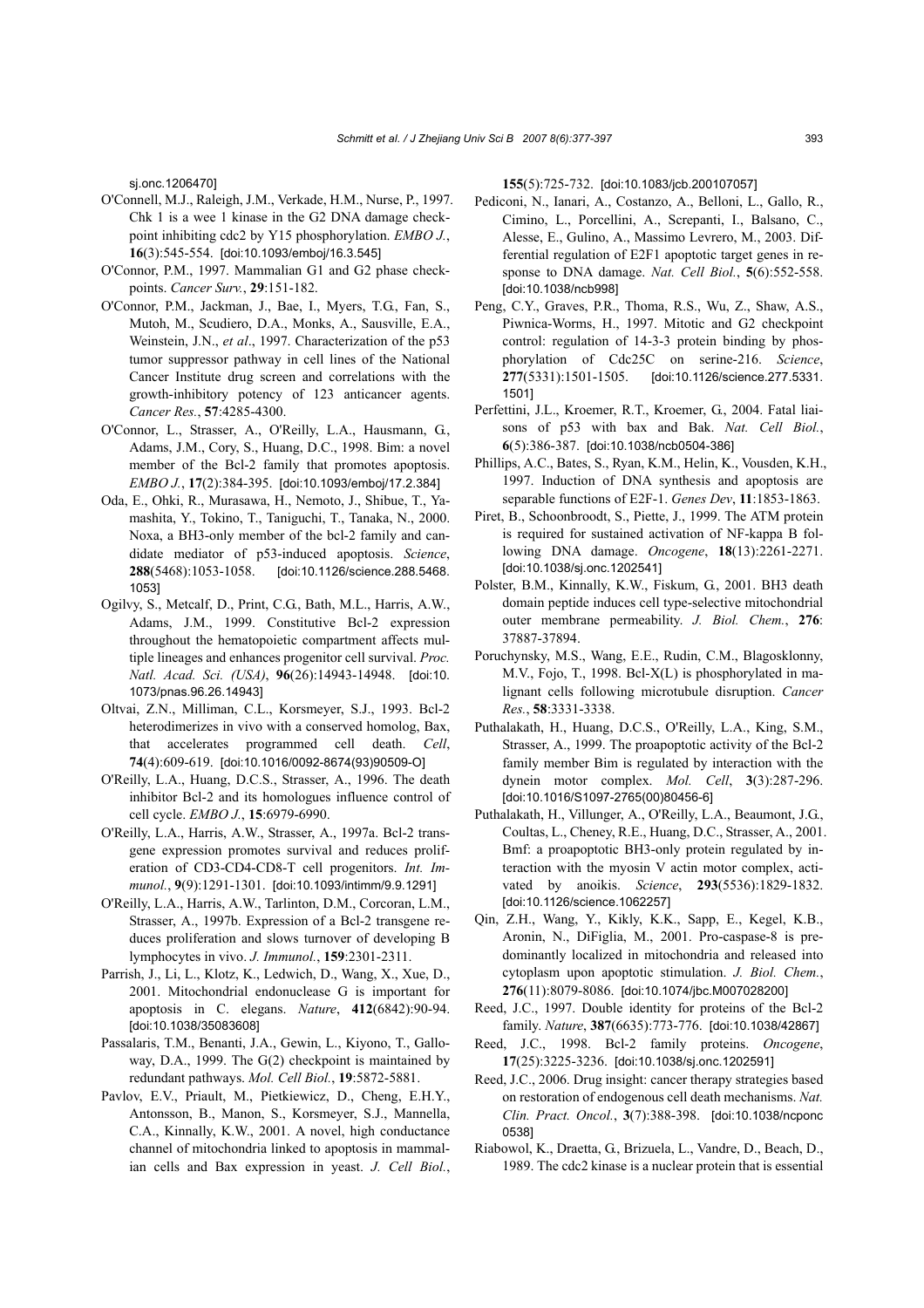sj.onc.1206470]

O'Connell, M.J., Raleigh, J.M., Verkade, H.M., Nurse, P., 1997. Chk 1 is a wee 1 kinase in the G2 DNA damage checkpoint inhibiting cdc2 by Y15 phosphorylation. *EMBO J.*, **16**(3):545-554. [doi:10.1093/emboj/16.3.545]

O'Connor, P.M., 1997. Mammalian G1 and G2 phase checkpoints. *Cancer Surv.*, **29**:151-182.

O'Connor, P.M., Jackman, J., Bae, I., Myers, T.G., Fan, S., Mutoh, M., Scudiero, D.A., Monks, A., Sausville, E.A., Weinstein, J.N., *et al*., 1997. Characterization of the p53 tumor suppressor pathway in cell lines of the National Cancer Institute drug screen and correlations with the growth-inhibitory potency of 123 anticancer agents. *Cancer Res.*, **57**:4285-4300.

O'Connor, L., Strasser, A., O'Reilly, L.A., Hausmann, G., Adams, J.M., Cory, S., Huang, D.C., 1998. Bim: a novel member of the Bcl-2 family that promotes apoptosis. *EMBO J.*, **17**(2):384-395. [doi:10.1093/emboj/17.2.384]

Oda, E., Ohki, R., Murasawa, H., Nemoto, J., Shibue, T., Yamashita, Y., Tokino, T., Taniguchi, T., Tanaka, N., 2000. Noxa, a BH3-only member of the bcl-2 family and candidate mediator of p53-induced apoptosis. *Science*, **288**(5468):1053-1058. [doi:10.1126/science.288.5468.1053]

Ogilvy, S., Metcalf, D., Print, C.G., Bath, M.L., Harris, A.W., Adams, J.M., 1999. Constitutive Bcl-2 expression throughout the hematopoietic compartment affects multiple lineages and enhances progenitor cell survival. *Proc. Natl. Acad. Sci. (USA)*, **96**(26):14943-14948. [doi:10.1073/pnas.96.26.14943]

Oltvai, Z.N., Milliman, C.L., Korsmeyer, S.J., 1993. Bcl-2 heterodimerizes in vivo with a conserved homolog, Bax, that accelerates programmed cell death. *Cell*, **74**(4):609-619. [doi:10.1016/0092-8674(93)90509-O]

O'Reilly, L.A., Huang, D.C.S., Strasser, A., 1996. The death inhibitor Bcl-2 and its homologues influence control of cell cycle. *EMBO J.*, **15**:6979-6990.

O'Reilly, L.A., Harris, A.W., Strasser, A., 1997a. Bcl-2 transgene expression promotes survival and reduces proliferation of CD3-CD4-CD8-T cell progenitors. *Int. Immunol.*, **9**(9):1291-1301. [doi:10.1093/intimm/9.9.1291]

O'Reilly, L.A., Harris, A.W., Tarlinton, D.M., Corcoran, L.M., Strasser, A., 1997b. Expression of a Bcl-2 transgene reduces proliferation and slows turnover of developing B lymphocytes in vivo. *J. Immunol.*, **159**:2301-2311.

Parrish, J., Li, L., Klotz, K., Ledwich, D., Wang, X., Xue, D., 2001. Mitochondrial endonuclease G is important for apoptosis in C. elegans. *Nature*, **412**(6842):90-94. [doi:10.1038/35083608]

Passalaris, T.M., Benanti, J.A., Gewin, L., Kiyono, T., Galloway, D.A., 1999. The G(2) checkpoint is maintained by redundant pathways. *Mol. Cell Biol.*, **19**:5872-5881.

Pavlov, E.V., Priault, M., Pietkiewicz, D., Cheng, E.H.Y., Antonsson, B., Manon, S., Korsmeyer, S.J., Mannella, C.A., Kinnally, K.W., 2001. A novel, high conductance channel of mitochondria linked to apoptosis in mammalian cells and Bax expression in yeast. *J. Cell Biol.*, **155**(5):725-732. [doi:10.1083/jcb.200107057]

Pediconi, N., Ianari, A., Costanzo, A., Belloni, L., Gallo, R., Cimino, L., Porcellini, A., Screpanti, I., Balsano, C., Alesse, E., Gulino, A., Massimo Levrero, M., 2003. Differential regulation of E2F1 apoptotic target genes in response to DNA damage. *Nat. Cell Biol.*, **5**(6):552-558. [doi:10.1038/ncb998]

Peng, C.Y., Graves, P.R., Thoma, R.S., Wu, Z., Shaw, A.S., Piwnica-Worms, H., 1997. Mitotic and G2 checkpoint control: regulation of 14-3-3 protein binding by phosphorylation of Cdc25C on serine-216. *Science*, **277**(5331):1501-1505. [doi:10.1126/science.277.5331.1501]

Perfettini, J.L., Kroemer, R.T., Kroemer, G., 2004. Fatal liaisons of p53 with bax and Bak. *Nat. Cell Biol.*, **6**(5):386-387. [doi:10.1038/ncb0504-386]

Phillips, A.C., Bates, S., Ryan, K.M., Helin, K., Vousden, K.H., 1997. Induction of DNA synthesis and apoptosis are separable functions of E2F-1. *Genes Dev*, **11**:1853-1863.

Piret, B., Schoonbroodt, S., Piette, J., 1999. The ATM protein is required for sustained activation of NF-kappa B following DNA damage. *Oncogene*, **18**(13):2261-2271. [doi:10.1038/sj.onc.1202541]

Polster, B.M., Kinnally, K.W., Fiskum, G., 2001. BH3 death domain peptide induces cell type-selective mitochondrial outer membrane permeability. *J. Biol. Chem.*, **276**: 37887-37894.

Poruchynsky, M.S., Wang, E.E., Rudin, C.M., Blagosklonny, M.V., Fojo, T., 1998. Bcl-X(L) is phosphorylated in malignant cells following microtubule disruption. *Cancer Res.*, **58**:3331-3338.

Puthalakath, H., Huang, D.C.S., O'Reilly, L.A., King, S.M., Strasser, A., 1999. The proapoptotic activity of the Bcl-2 family member Bim is regulated by interaction with the dynein motor complex. *Mol. Cell*, **3**(3):287-296. [doi:10.1016/S1097-2765(00)80456-6]

Puthalakath, H., Villunger, A., O'Reilly, L.A., Beaumont, J.G., Coultas, L., Cheney, R.E., Huang, D.C., Strasser, A., 2001. Bmf: a proapoptotic BH3-only protein regulated by interaction with the myosin V actin motor complex, activated by anoikis. *Science*, **293**(5536):1829-1832. [doi:10.1126/science.1062257]

Qin, Z.H., Wang, Y., Kikly, K.K., Sapp, E., Kegel, K.B., Aronin, N., DiFiglia, M., 2001. Pro-caspase-8 is predominantly localized in mitochondria and released into cytoplasm upon apoptotic stimulation. *J. Biol. Chem.*, **276**(11):8079-8086. [doi:10.1074/jbc.M007028200]

Reed, J.C., 1997. Double identity for proteins of the Bcl-2 family. *Nature*, **387**(6635):773-776. [doi:10.1038/42867]

Reed, J.C., 1998. Bcl-2 family proteins. *Oncogene*, **17**(25):3225-3236. [doi:10.1038/sj.onc.1202591]

Reed, J.C., 2006. Drug insight: cancer therapy strategies based on restoration of endogenous cell death mechanisms. *Nat. Clin. Pract. Oncol.*, **3**(7):388-398. [doi:10.1038/ncponc0538]

Riabowol, K., Draetta, G., Brizuela, L., Vandre, D., Beach, D., 1989. The cdc2 kinase is a nuclear protein that is essential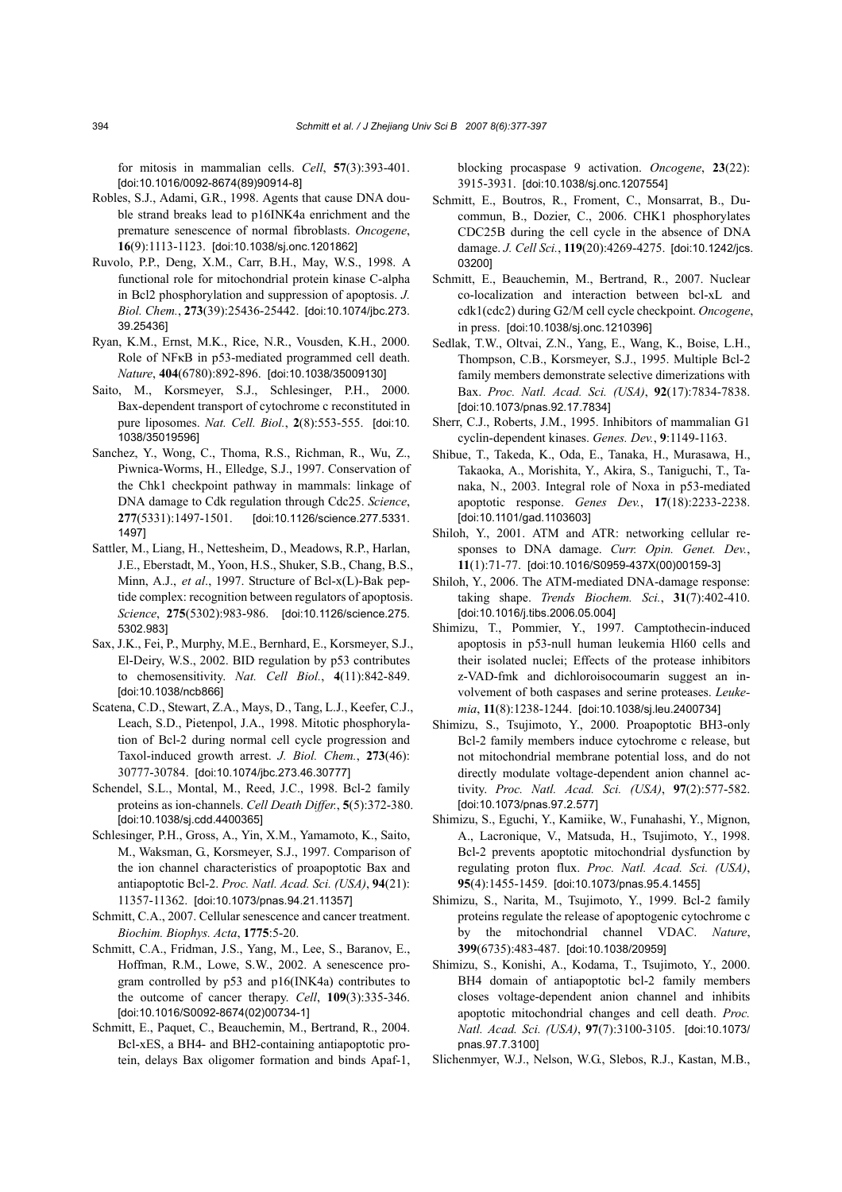for mitosis in mammalian cells. *Cell*, **57**(3):393-401. [doi:10.1016/0092-8674(89)90914-8]

Robles, S.J., Adami, G.R., 1998. Agents that cause DNA double strand breaks lead to p16INK4a enrichment and the premature senescence of normal fibroblasts. *Oncogene*, **16**(9):1113-1123. [doi:10.1038/sj.onc.1201862]

Ruvolo, P.P., Deng, X.M., Carr, B.H., May, W.S., 1998. A functional role for mitochondrial protein kinase C-alpha in Bcl2 phosphorylation and suppression of apoptosis. *J. Biol. Chem.*, **273**(39):25436-25442. [doi:10.1074/jbc.273.39.25436]

Ryan, K.M., Ernst, M.K., Rice, N.R., Vousden, K.H., 2000. Role of NFκB in p53-mediated programmed cell death. *Nature*, **404**(6780):892-896. [doi:10.1038/35009130]

Saito, M., Korsmeyer, S.J., Schlesinger, P.H., 2000. Bax-dependent transport of cytochrome c reconstituted in pure liposomes. *Nat. Cell. Biol.*, **2**(8):553-555. [doi:10.1038/35019596]

Sanchez, Y., Wong, C., Thoma, R.S., Richman, R., Wu, Z., Piwnica-Worms, H., Elledge, S.J., 1997. Conservation of the Chk1 checkpoint pathway in mammals: linkage of DNA damage to Cdk regulation through Cdc25. *Science*, **277**(5331):1497-1501. [doi:10.1126/science.277.5331.1497]

Sattler, M., Liang, H., Nettesheim, D., Meadows, R.P., Harlan, J.E., Eberstadt, M., Yoon, H.S., Shuker, S.B., Chang, B.S., Minn, A.J., *et al.*, 1997. Structure of Bcl-x(L)-Bak peptide complex: recognition between regulators of apoptosis. *Science*, **275**(5302):983-986. [doi:10.1126/science.275.5302.983]

Sax, J.K., Fei, P., Murphy, M.E., Bernhard, E., Korsmeyer, S.J., El-Deiry, W.S., 2002. BID regulation by p53 contributes to chemosensitivity. *Nat. Cell Biol.*, **4**(11):842-849. [doi:10.1038/ncb866]

Scatena, C.D., Stewart, Z.A., Mays, D., Tang, L.J., Keefer, C.J., Leach, S.D., Pietenpol, J.A., 1998. Mitotic phosphorylation of Bcl-2 during normal cell cycle progression and Taxol-induced growth arrest. *J. Biol. Chem.*, **273**(46):30777-30784. [doi:10.1074/jbc.273.46.30777]

Schendel, S.L., Montal, M., Reed, J.C., 1998. Bcl-2 family proteins as ion-channels. *Cell Death Differ.*, **5**(5):372-380. [doi:10.1038/sj.cdd.4400365]

Schlesinger, P.H., Gross, A., Yin, X.M., Yamamoto, K., Saito, M., Waksman, G., Korsmeyer, S.J., 1997. Comparison of the ion channel characteristics of proapoptotic Bax and antiapoptotic Bcl-2. *Proc. Natl. Acad. Sci. (USA)*, **94**(21):11357-11362. [doi:10.1073/pnas.94.21.11357]

Schmitt, C.A., 2007. Cellular senescence and cancer treatment. *Biochim. Biophys. Acta*, **1775**:5-20.

Schmitt, C.A., Fridman, J.S., Yang, M., Lee, S., Baranov, E., Hoffman, R.M., Lowe, S.W., 2002. A senescence program controlled by p53 and p16(INK4a) contributes to the outcome of cancer therapy. *Cell*, **109**(3):335-346. [doi:10.1016/S0092-8674(02)00734-1]

Schmitt, E., Paquet, C., Beauchemin, M., Bertrand, R., 2004. Bcl-xES, a BH4- and BH2-containing antiapoptotic protein, delays Bax oligomer formation and binds Apaf-1, blocking procaspase 9 activation. *Oncogene*, **23**(22):3915-3931. [doi:10.1038/sj.onc.1207554]

Schmitt, E., Boutros, R., Froment, C., Monsarrat, B., Ducommun, B., Dozier, C., 2006. CHK1 phosphorylates CDC25B during the cell cycle in the absence of DNA damage. *J. Cell Sci.*, **119**(20):4269-4275. [doi:10.1242/jcs.03200]

Schmitt, E., Beauchemin, M., Bertrand, R., 2007. Nuclear co-localization and interaction between bcl-xL and cdk1(cdc2) during G2/M cell cycle checkpoint. *Oncogene*, in press. [doi:10.1038/sj.onc.1210396]

Sedlak, T.W., Oltvai, Z.N., Yang, E., Wang, K., Boise, L.H., Thompson, C.B., Korsmeyer, S.J., 1995. Multiple Bcl-2 family members demonstrate selective dimerizations with Bax. *Proc. Natl. Acad. Sci. (USA)*, **92**(17):7834-7838. [doi:10.1073/pnas.92.17.7834]

Sherr, C.J., Roberts, J.M., 1995. Inhibitors of mammalian G1 cyclin-dependent kinases. *Genes. Dev.*, **9**:1149-1163.

Shibue, T., Takeda, K., Oda, E., Tanaka, H., Murasawa, H., Takaoka, A., Morishita, Y., Akira, S., Taniguchi, T., Tanaka, N., 2003. Integral role of Noxa in p53-mediated apoptotic response. *Genes Dev.*, **17**(18):2233-2238. [doi:10.1101/gad.1103603]

Shiloh, Y., 2001. ATM and ATR: networking cellular responses to DNA damage. *Curr. Opin. Genet. Dev.*, **11**(1):71-77. [doi:10.1016/S0959-437X(00)00159-3]

Shiloh, Y., 2006. The ATM-mediated DNA-damage response: taking shape. *Trends Biochem. Sci.*, **31**(7):402-410. [doi:10.1016/j.tibs.2006.05.004]

Shimizu, T., Pommier, Y., 1997. Camptothecin-induced apoptosis in p53-null human leukemia Hl60 cells and their isolated nuclei; Effects of the protease inhibitors z-VAD-fmk and dichloroisocoumarin suggest an involvement of both caspases and serine proteases. *Leukemia*, **11**(8):1238-1244. [doi:10.1038/sj.leu.2400734]

Shimizu, S., Tsujimoto, Y., 2000. Proapoptotic BH3-only Bcl-2 family members induce cytochrome c release, but not mitochondrial membrane potential loss, and do not directly modulate voltage-dependent anion channel activity. *Proc. Natl. Acad. Sci. (USA)*, **97**(2):577-582. [doi:10.1073/pnas.97.2.577]

Shimizu, S., Eguchi, Y., Kamiike, W., Funahashi, Y., Mignon, A., Lacronique, V., Matsuda, H., Tsujimoto, Y., 1998. Bcl-2 prevents apoptotic mitochondrial dysfunction by regulating proton flux. *Proc. Natl. Acad. Sci. (USA)*, **95**(4):1455-1459. [doi:10.1073/pnas.95.4.1455]

Shimizu, S., Narita, M., Tsujimoto, Y., 1999. Bcl-2 family proteins regulate the release of apoptogenic cytochrome c by the mitochondrial channel VDAC. *Nature*, **399**(6735):483-487. [doi:10.1038/20959]

Shimizu, S., Konishi, A., Kodama, T., Tsujimoto, Y., 2000. BH4 domain of antiapoptotic bcl-2 family members closes voltage-dependent anion channel and inhibits apoptotic mitochondrial changes and cell death. *Proc. Natl. Acad. Sci. (USA)*, **97**(7):3100-3105. [doi:10.1073/pnas.97.7.3100]

Slichenmyer, W.J., Nelson, W.G., Slebos, R.J., Kastan, M.B.,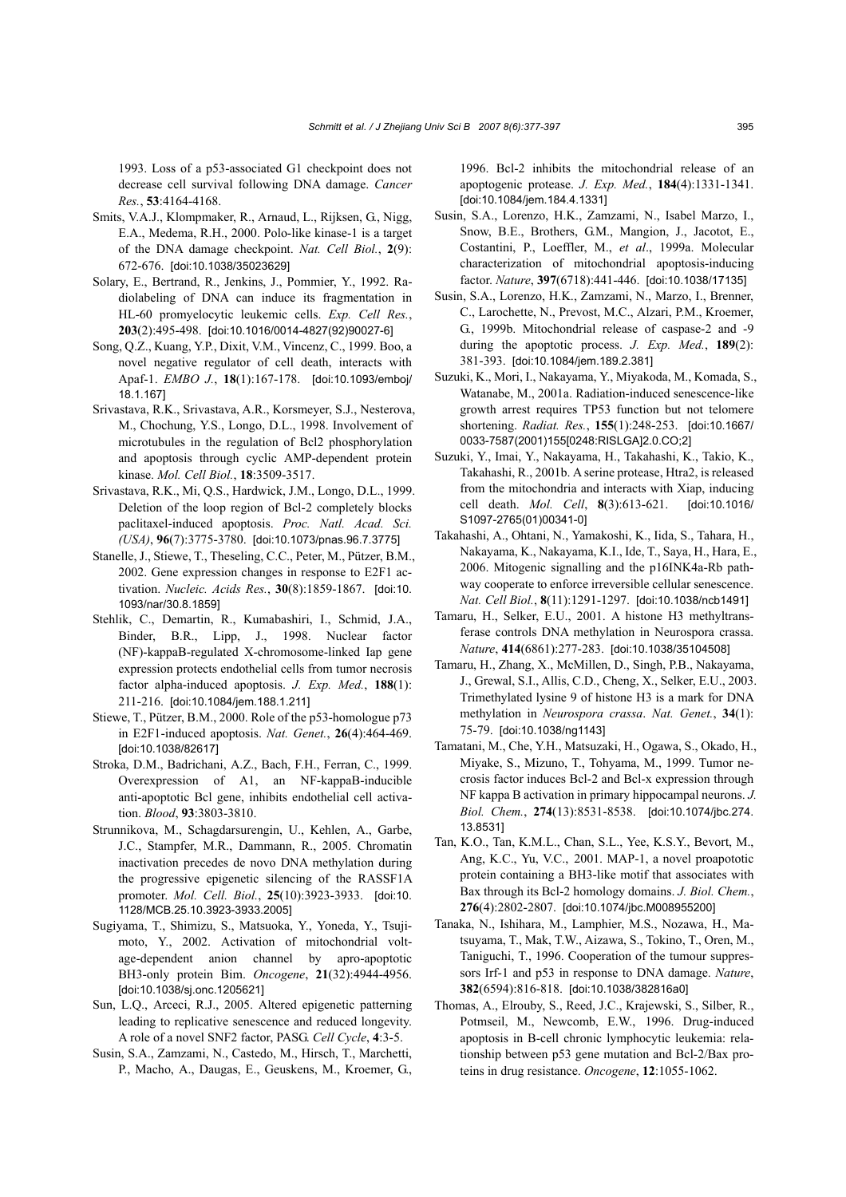1993. Loss of a p53-associated G1 checkpoint does not decrease cell survival following DNA damage. *Cancer Res.*, **53**:4164-4168.

Smits, V.A.J., Klompmaker, R., Arnaud, L., Rijksen, G., Nigg, E.A., Medema, R.H., 2000. Polo-like kinase-1 is a target of the DNA damage checkpoint. *Nat. Cell Biol.*, **2**(9): 672-676. [doi:10.1038/35023629]

Solary, E., Bertrand, R., Jenkins, J., Pommier, Y., 1992. Radiolabeling of DNA can induce its fragmentation in HL-60 promyelocytic leukemic cells. *Exp. Cell Res.*, **203**(2):495-498. [doi:10.1016/0014-4827(92)90027-6]

Song, Q.Z., Kuang, Y.P., Dixit, V.M., Vincenz, C., 1999. Boo, a novel negative regulator of cell death, interacts with Apaf-1. *EMBO J.*, **18**(1):167-178. [doi:10.1093/emboj/18.1.167]

Srivastava, R.K., Srivastava, A.R., Korsmeyer, S.J., Nesterova, M., Chochung, Y.S., Longo, D.L., 1998. Involvement of microtubules in the regulation of Bcl2 phosphorylation and apoptosis through cyclic AMP-dependent protein kinase. *Mol. Cell Biol.*, **18**:3509-3517.

Srivastava, R.K., Mi, Q.S., Hardwick, J.M., Longo, D.L., 1999. Deletion of the loop region of Bcl-2 completely blocks paclitaxel-induced apoptosis. *Proc. Natl. Acad. Sci. (USA)*, **96**(7):3775-3780. [doi:10.1073/pnas.96.7.3775]

Stanelle, J., Stiewe, T., Theseling, C.C., Peter, M., Pützer, B.M., 2002. Gene expression changes in response to E2F1 activation. *Nucleic. Acids Res.*, **30**(8):1859-1867. [doi:10.1093/nar/30.8.1859]

Stehlik, C., Demartin, R., Kumabashiri, I., Schmid, J.A., Binder, B.R., Lipp, J., 1998. Nuclear factor (NF)-kappaB-regulated X-chromosome-linked Iap gene expression protects endothelial cells from tumor necrosis factor alpha-induced apoptosis. *J. Exp. Med.*, **188**(1): 211-216. [doi:10.1084/jem.188.1.211]

Stiewe, T., Pützer, B.M., 2000. Role of the p53-homologue p73 in E2F1-induced apoptosis. *Nat. Genet.*, **26**(4):464-469. [doi:10.1038/82617]

Stroka, D.M., Badrichani, A.Z., Bach, F.H., Ferran, C., 1999. Overexpression of A1, an NF-kappaB-inducible anti-apoptotic Bcl gene, inhibits endothelial cell activation. *Blood*, **93**:3803-3810.

Strunnikova, M., Schagdarsurengin, U., Kehlen, A., Garbe, J.C., Stampfer, M.R., Dammann, R., 2005. Chromatin inactivation precedes de novo DNA methylation during the progressive epigenetic silencing of the RASSF1A promoter. *Mol. Cell. Biol.*, **25**(10):3923-3933. [doi:10.1128/MCB.25.10.3923-3933.2005]

Sugiyama, T., Shimizu, S., Matsuoka, Y., Yoneda, Y., Tsujimoto, Y., 2002. Activation of mitochondrial voltage-dependent anion channel by apro-apoptotic BH3-only protein Bim. *Oncogene*, **21**(32):4944-4956. [doi:10.1038/sj.onc.1205621]

Sun, L.Q., Arceci, R.J., 2005. Altered epigenetic patterning leading to replicative senescence and reduced longevity. A role of a novel SNF2 factor, PASG. *Cell Cycle*, **4**:3-5.

Susin, S.A., Zamzami, N., Castedo, M., Hirsch, T., Marchetti, P., Macho, A., Daugas, E., Geuskens, M., Kroemer, G., 1996. Bcl-2 inhibits the mitochondrial release of an apoptogenic protease. *J. Exp. Med.*, **184**(4):1331-1341. [doi:10.1084/jem.184.4.1331]

Susin, S.A., Lorenzo, H.K., Zamzami, N., Isabel Marzo, I., Snow, B.E., Brothers, G.M., Mangion, J., Jacotot, E., Costantini, P., Loeffler, M., *et al*., 1999a. Molecular characterization of mitochondrial apoptosis-inducing factor. *Nature*, **397**(6718):441-446. [doi:10.1038/17135]

Susin, S.A., Lorenzo, H.K., Zamzami, N., Marzo, I., Brenner, C., Larochette, N., Prevost, M.C., Alzari, P.M., Kroemer, G., 1999b. Mitochondrial release of caspase-2 and -9 during the apoptotic process. *J. Exp. Med.*, **189**(2): 381-393. [doi:10.1084/jem.189.2.381]

Suzuki, K., Mori, I., Nakayama, Y., Miyakoda, M., Komada, S., Watanabe, M., 2001a. Radiation-induced senescence-like growth arrest requires TP53 function but not telomere shortening. *Radiat. Res.*, **155**(1):248-253. [doi:10.1667/0033-7587(2001)155[0248:RISLGA]2.0.CO;2]

Suzuki, Y., Imai, Y., Nakayama, H., Takahashi, K., Takio, K., Takahashi, R., 2001b. A serine protease, Htra2, is released from the mitochondria and interacts with Xiap, inducing cell death. *Mol. Cell*, **8**(3):613-621. [doi:10.1016/S1097-2765(01)00341-0]

Takahashi, A., Ohtani, N., Yamakoshi, K., Iida, S., Tahara, H., Nakayama, K., Nakayama, K.I., Ide, T., Saya, H., Hara, E., 2006. Mitogenic signalling and the p16INK4a-Rb pathway cooperate to enforce irreversible cellular senescence. *Nat. Cell Biol.*, **8**(11):1291-1297. [doi:10.1038/ncb1491]

Tamaru, H., Selker, E.U., 2001. A histone H3 methyltransferase controls DNA methylation in Neurospora crassa. *Nature*, **414**(6861):277-283. [doi:10.1038/35104508]

Tamaru, H., Zhang, X., McMillen, D., Singh, P.B., Nakayama, J., Grewal, S.I., Allis, C.D., Cheng, X., Selker, E.U., 2003. Trimethylated lysine 9 of histone H3 is a mark for DNA methylation in *Neurospora crassa*. *Nat. Genet.*, **34**(1): 75-79. [doi:10.1038/ng1143]

Tamatani, M., Che, Y.H., Matsuzaki, H., Ogawa, S., Okado, H., Miyake, S., Mizuno, T., Tohyama, M., 1999. Tumor necrosis factor induces Bcl-2 and Bcl-x expression through NF kappa B activation in primary hippocampal neurons. *J. Biol. Chem.*, **274**(13):8531-8538. [doi:10.1074/jbc.274.13.8531]

Tan, K.O., Tan, K.M.L., Chan, S.L., Yee, K.S.Y., Bevort, M., Ang, K.C., Yu, V.C., 2001. MAP-1, a novel proapototic protein containing a BH3-like motif that associates with Bax through its Bcl-2 homology domains. *J. Biol. Chem.*, **276**(4):2802-2807. [doi:10.1074/jbc.M008955200]

Tanaka, N., Ishihara, M., Lamphier, M.S., Nozawa, H., Matsuyama, T., Mak, T.W., Aizawa, S., Tokino, T., Oren, M., Taniguchi, T., 1996. Cooperation of the tumour suppressors Irf-1 and p53 in response to DNA damage. *Nature*, **382**(6594):816-818. [doi:10.1038/382816a0]

Thomas, A., Elrouby, S., Reed, J.C., Krajewski, S., Silber, R., Potmseil, M., Newcomb, E.W., 1996. Drug-induced apoptosis in B-cell chronic lymphocytic leukemia: relationship between p53 gene mutation and Bcl-2/Bax proteins in drug resistance. *Oncogene*, **12**:1055-1062.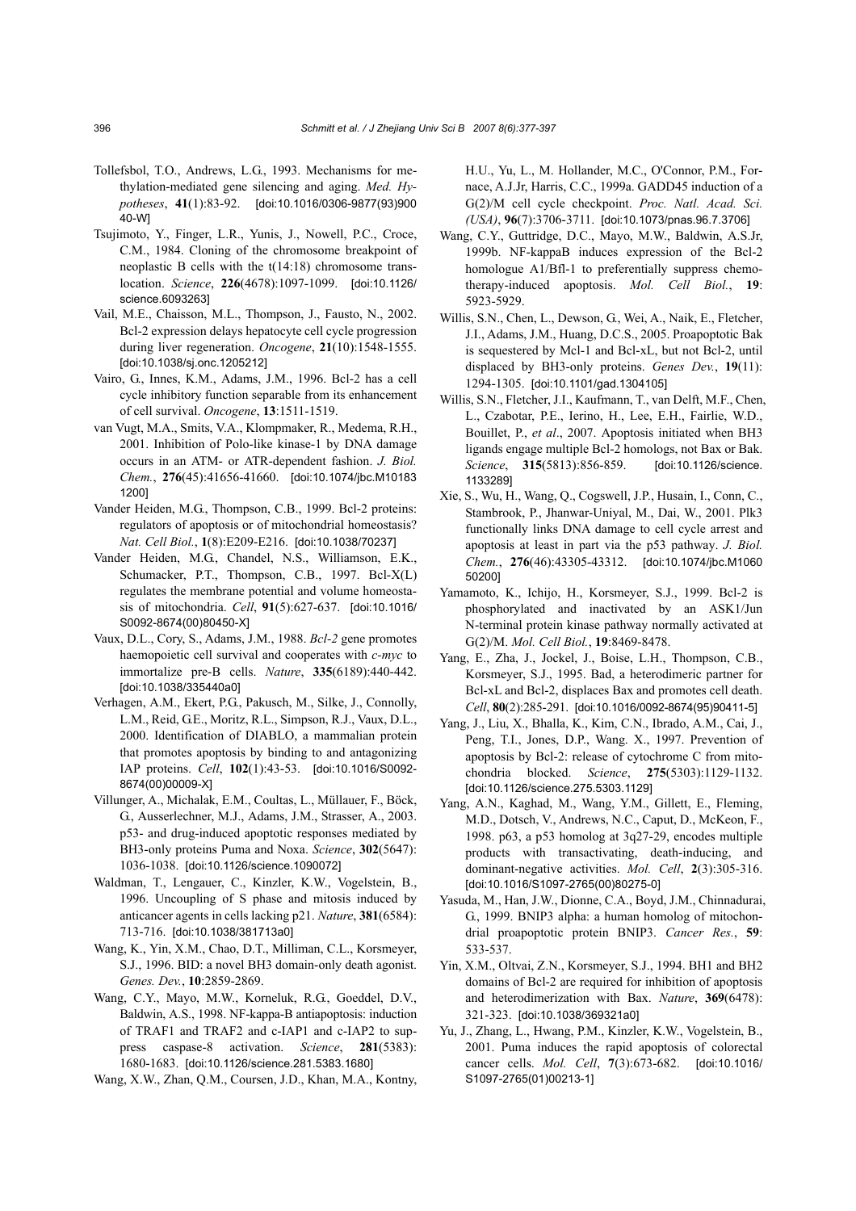Tollefsbol, T.O., Andrews, L.G., 1993. Mechanisms for methylation-mediated gene silencing and aging. *Med. Hypotheses*, **41**(1):83-92. [doi:10.1016/0306-9877(93)90040-W]

Tsujimoto, Y., Finger, L.R., Yunis, J., Nowell, P.C., Croce, C.M., 1984. Cloning of the chromosome breakpoint of neoplastic B cells with the t(14:18) chromosome translocation. *Science*, **226**(4678):1097-1099. [doi:10.1126/science.6093263]

Vail, M.E., Chaisson, M.L., Thompson, J., Fausto, N., 2002. Bcl-2 expression delays hepatocyte cell cycle progression during liver regeneration. *Oncogene*, **21**(10):1548-1555. [doi:10.1038/sj.onc.1205212]

Vairo, G., Innes, K.M., Adams, J.M., 1996. Bcl-2 has a cell cycle inhibitory function separable from its enhancement of cell survival. *Oncogene*, **13**:1511-1519.

van Vugt, M.A., Smits, V.A., Klompmaker, R., Medema, R.H., 2001. Inhibition of Polo-like kinase-1 by DNA damage occurs in an ATM- or ATR-dependent fashion. *J. Biol. Chem.*, **276**(45):41656-41660. [doi:10.1074/jbc.M101831200]

Vander Heiden, M.G., Thompson, C.B., 1999. Bcl-2 proteins: regulators of apoptosis or of mitochondrial homeostasis? *Nat. Cell Biol.*, **1**(8):E209-E216. [doi:10.1038/70237]

Vander Heiden, M.G., Chandel, N.S., Williamson, E.K., Schumacker, P.T., Thompson, C.B., 1997. Bcl-X(L) regulates the membrane potential and volume homeostasis of mitochondria. *Cell*, **91**(5):627-637. [doi:10.1016/S0092-8674(00)80450-X]

Vaux, D.L., Cory, S., Adams, J.M., 1988. *Bcl-2* gene promotes haemopoietic cell survival and cooperates with *c-myc* to immortalize pre-B cells. *Nature*, **335**(6189):440-442. [doi:10.1038/335440a0]

Verhagen, A.M., Ekert, P.G., Pakusch, M., Silke, J., Connolly, L.M., Reid, G.E., Moritz, R.L., Simpson, R.J., Vaux, D.L., 2000. Identification of DIABLO, a mammalian protein that promotes apoptosis by binding to and antagonizing IAP proteins. *Cell*, **102**(1):43-53. [doi:10.1016/S0092-8674(00)00009-X]

Villunger, A., Michalak, E.M., Coultas, L., Müllauer, F., Böck, G., Ausserlechner, M.J., Adams, J.M., Strasser, A., 2003. p53- and drug-induced apoptotic responses mediated by BH3-only proteins Puma and Noxa. *Science*, **302**(5647):1036-1038. [doi:10.1126/science.1090072]

Waldman, T., Lengauer, C., Kinzler, K.W., Vogelstein, B., 1996. Uncoupling of S phase and mitosis induced by anticancer agents in cells lacking p21. *Nature*, **381**(6584):713-716. [doi:10.1038/381713a0]

Wang, K., Yin, X.M., Chao, D.T., Milliman, C.L., Korsmeyer, S.J., 1996. BID: a novel BH3 domain-only death agonist. *Genes. Dev.*, **10**:2859-2869.

Wang, C.Y., Mayo, M.W., Korneluk, R.G., Goeddel, D.V., Baldwin, A.S., 1998. NF-kappa-B antiapoptosis: induction of TRAF1 and TRAF2 and c-IAP1 and c-IAP2 to suppress caspase-8 activation. *Science*, **281**(5383):1680-1683. [doi:10.1126/science.281.5383.1680]

Wang, X.W., Zhan, Q.M., Coursen, J.D., Khan, M.A., Kontny, H.U., Yu, L., M. Hollander, M.C., O'Connor, P.M., Fornace, A.J.Jr, Harris, C.C., 1999a. GADD45 induction of a G(2)/M cell cycle checkpoint. *Proc. Natl. Acad. Sci. (USA)*, **96**(7):3706-3711. [doi:10.1073/pnas.96.7.3706]

Wang, C.Y., Guttridge, D.C., Mayo, M.W., Baldwin, A.S.Jr, 1999b. NF-kappaB induces expression of the Bcl-2 homologue A1/Bfl-1 to preferentially suppress chemotherapy-induced apoptosis. *Mol. Cell Biol.*, **19**:5923-5929.

Willis, S.N., Chen, L., Dewson, G., Wei, A., Naik, E., Fletcher, J.I., Adams, J.M., Huang, D.C.S., 2005. Proapoptotic Bak is sequestered by Mcl-1 and Bcl-xL, but not Bcl-2, until displaced by BH3-only proteins. *Genes Dev.*, **19**(11):1294-1305. [doi:10.1101/gad.1304105]

Willis, S.N., Fletcher, J.I., Kaufmann, T., van Delft, M.F., Chen, L., Czabotar, P.E., Ierino, H., Lee, E.H., Fairlie, W.D., Bouillet, P., *et al*., 2007. Apoptosis initiated when BH3 ligands engage multiple Bcl-2 homologs, not Bax or Bak. *Science*, **315**(5813):856-859. [doi:10.1126/science.1133289]

Xie, S., Wu, H., Wang, Q., Cogswell, J.P., Husain, I., Conn, C., Stambrook, P., Jhanwar-Uniyal, M., Dai, W., 2001. Plk3 functionally links DNA damage to cell cycle arrest and apoptosis at least in part via the p53 pathway. *J. Biol. Chem.*, **276**(46):43305-43312. [doi:10.1074/jbc.M106050200]

Yamamoto, K., Ichijo, H., Korsmeyer, S.J., 1999. Bcl-2 is phosphorylated and inactivated by an ASK1/Jun N-terminal protein kinase pathway normally activated at G(2)/M. *Mol. Cell Biol.*, **19**:8469-8478.

Yang, E., Zha, J., Jockel, J., Boise, L.H., Thompson, C.B., Korsmeyer, S.J., 1995. Bad, a heterodimeric partner for Bcl-xL and Bcl-2, displaces Bax and promotes cell death. *Cell*, **80**(2):285-291. [doi:10.1016/0092-8674(95)90411-5]

Yang, J., Liu, X., Bhalla, K., Kim, C.N., Ibrado, A.M., Cai, J., Peng, T.I., Jones, D.P., Wang. X., 1997. Prevention of apoptosis by Bcl-2: release of cytochrome C from mitochondria blocked. *Science*, **275**(5303):1129-1132. [doi:10.1126/science.275.5303.1129]

Yang, A.N., Kaghad, M., Wang, Y.M., Gillett, E., Fleming, M.D., Dotsch, V., Andrews, N.C., Caput, D., McKeon, F., 1998. p63, a p53 homolog at 3q27-29, encodes multiple products with transactivating, death-inducing, and dominant-negative activities. *Mol. Cell*, **2**(3):305-316. [doi:10.1016/S1097-2765(00)80275-0]

Yasuda, M., Han, J.W., Dionne, C.A., Boyd, J.M., Chinnadurai, G., 1999. BNIP3 alpha: a human homolog of mitochondrial proapoptotic protein BNIP3. *Cancer Res.*, **59**:533-537.

Yin, X.M., Oltvai, Z.N., Korsmeyer, S.J., 1994. BH1 and BH2 domains of Bcl-2 are required for inhibition of apoptosis and heterodimerization with Bax. *Nature*, **369**(6478):321-323. [doi:10.1038/369321a0]

Yu, J., Zhang, L., Hwang, P.M., Kinzler, K.W., Vogelstein, B., 2001. Puma induces the rapid apoptosis of colorectal cancer cells. *Mol. Cell*, **7**(3):673-682. [doi:10.1016/S1097-2765(01)00213-1]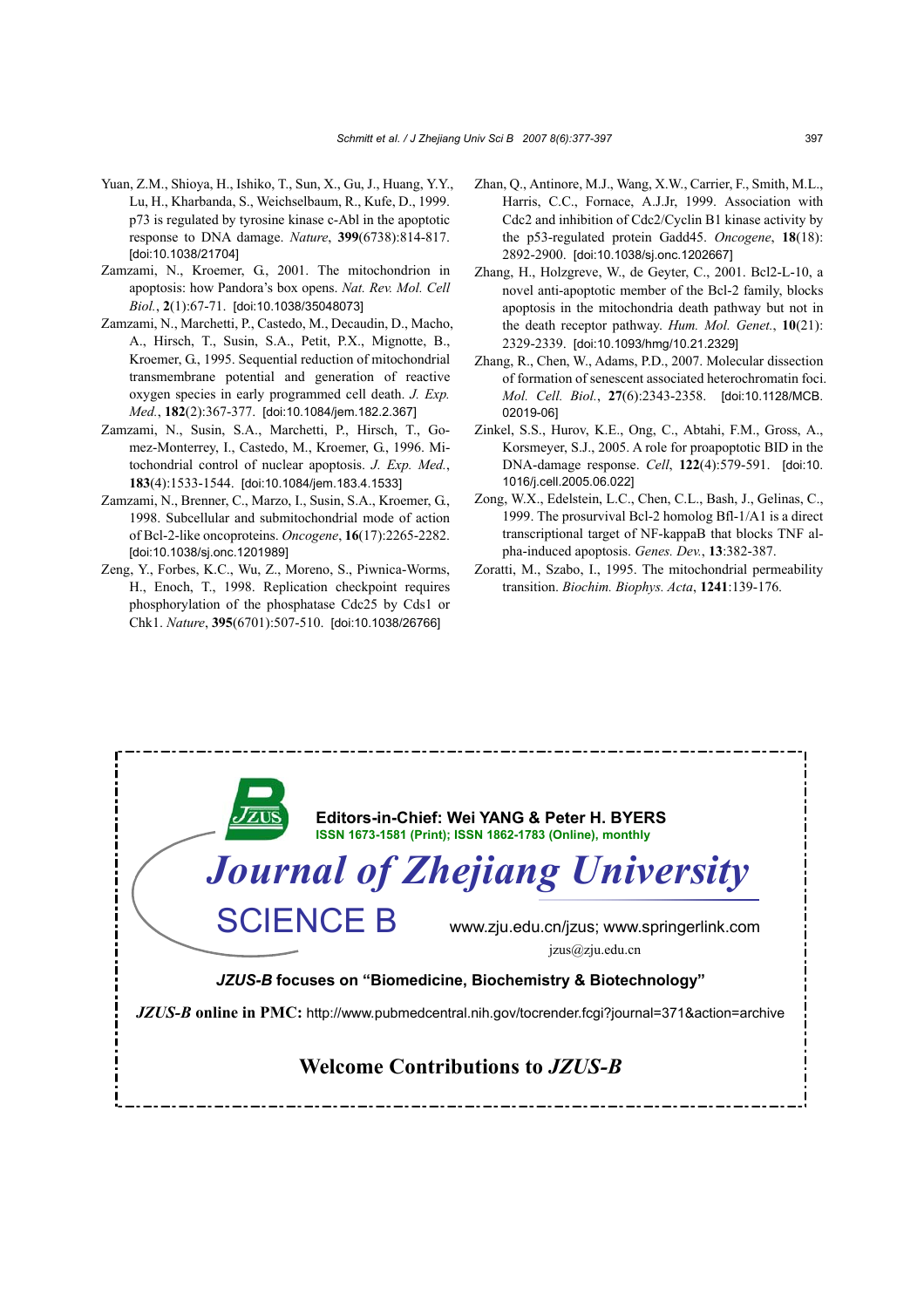Yuan, Z.M., Shioya, H., Ishiko, T., Sun, X., Gu, J., Huang, Y.Y., Lu, H., Kharbanda, S., Weichselbaum, R., Kufe, D., 1999. p73 is regulated by tyrosine kinase c-Abl in the apoptotic response to DNA damage. *Nature*, **399**(6738):814-817. [doi:10.1038/21704]

Zamzami, N., Kroemer, G., 2001. The mitochondrion in apoptosis: how Pandora's box opens. *Nat. Rev. Mol. Cell Biol.*, **2**(1):67-71. [doi:10.1038/35048073]

Zamzami, N., Marchetti, P., Castedo, M., Decaudin, D., Macho, A., Hirsch, T., Susin, S.A., Petit, P.X., Mignotte, B., Kroemer, G., 1995. Sequential reduction of mitochondrial transmembrane potential and generation of reactive oxygen species in early programmed cell death. *J. Exp. Med.*, **182**(2):367-377. [doi:10.1084/jem.182.2.367]

Zamzami, N., Susin, S.A., Marchetti, P., Hirsch, T., Gomez-Monterrey, I., Castedo, M., Kroemer, G., 1996. Mitochondrial control of nuclear apoptosis. *J. Exp. Med.*, **183**(4):1533-1544. [doi:10.1084/jem.183.4.1533]

Zamzami, N., Brenner, C., Marzo, I., Susin, S.A., Kroemer, G., 1998. Subcellular and submitochondrial mode of action of Bcl-2-like oncoproteins. *Oncogene*, **16**(17):2265-2282. [doi:10.1038/sj.onc.1201989]

Zeng, Y., Forbes, K.C., Wu, Z., Moreno, S., Piwnica-Worms, H., Enoch, T., 1998. Replication checkpoint requires phosphorylation of the phosphatase Cdc25 by Cds1 or Chk1. *Nature*, **395**(6701):507-510. [doi:10.1038/26766]

Zhan, Q., Antinore, M.J., Wang, X.W., Carrier, F., Smith, M.L., Harris, C.C., Fornace, A.J.Jr, 1999. Association with Cdc2 and inhibition of Cdc2/Cyclin B1 kinase activity by the p53-regulated protein Gadd45. *Oncogene*, **18**(18): 2892-2900. [doi:10.1038/sj.onc.1202667]

Zhang, H., Holzgreve, W., de Geyter, C., 2001. Bcl2-L-10, a novel anti-apoptotic member of the Bcl-2 family, blocks apoptosis in the mitochondria death pathway but not in the death receptor pathway. *Hum. Mol. Genet.*, **10**(21): 2329-2339. [doi:10.1093/hmg/10.21.2329]

Zhang, R., Chen, W., Adams, P.D., 2007. Molecular dissection of formation of senescent associated heterochromatin foci. *Mol. Cell. Biol.*, **27**(6):2343-2358. [doi:10.1128/MCB.02019-06]

Zinkel, S.S., Hurov, K.E., Ong, C., Abtahi, F.M., Gross, A., Korsmeyer, S.J., 2005. A role for proapoptotic BID in the DNA-damage response. *Cell*, **122**(4):579-591. [doi:10.1016/j.cell.2005.06.022]

Zong, W.X., Edelstein, L.C., Chen, C.L., Bash, J., Gelinas, C., 1999. The prosurvival Bcl-2 homolog Bfl-1/A1 is a direct transcriptional target of NF-kappaB that blocks TNF alpha-induced apoptosis. *Genes. Dev.*, **13**:382-387.

Zoratti, M., Szabo, I., 1995. The mitochondrial permeability transition. *Biochim. Biophys. Acta*, **1241**:139-176.

---

JZUS

**Editors-in-Chief: Wei YANG & Peter H. BYERS**

ISSN 1673-1581 (Print); ISSN 1862-1783 (Online), monthly

# *Journal of Zhejiang University*

## SCIENCE B

www.zju.edu.cn/jzus; www.springerlink.com

jzus@zju.edu.cn

***JZUS-B*** **focuses on "Biomedicine, Biochemistry & Biotechnology"**

***JZUS-B*** **online in PMC:** http://www.pubmedcentral.nih.gov/tocrender.fcgi?journal=371&action=archive

**Welcome Contributions to *JZUS-B***